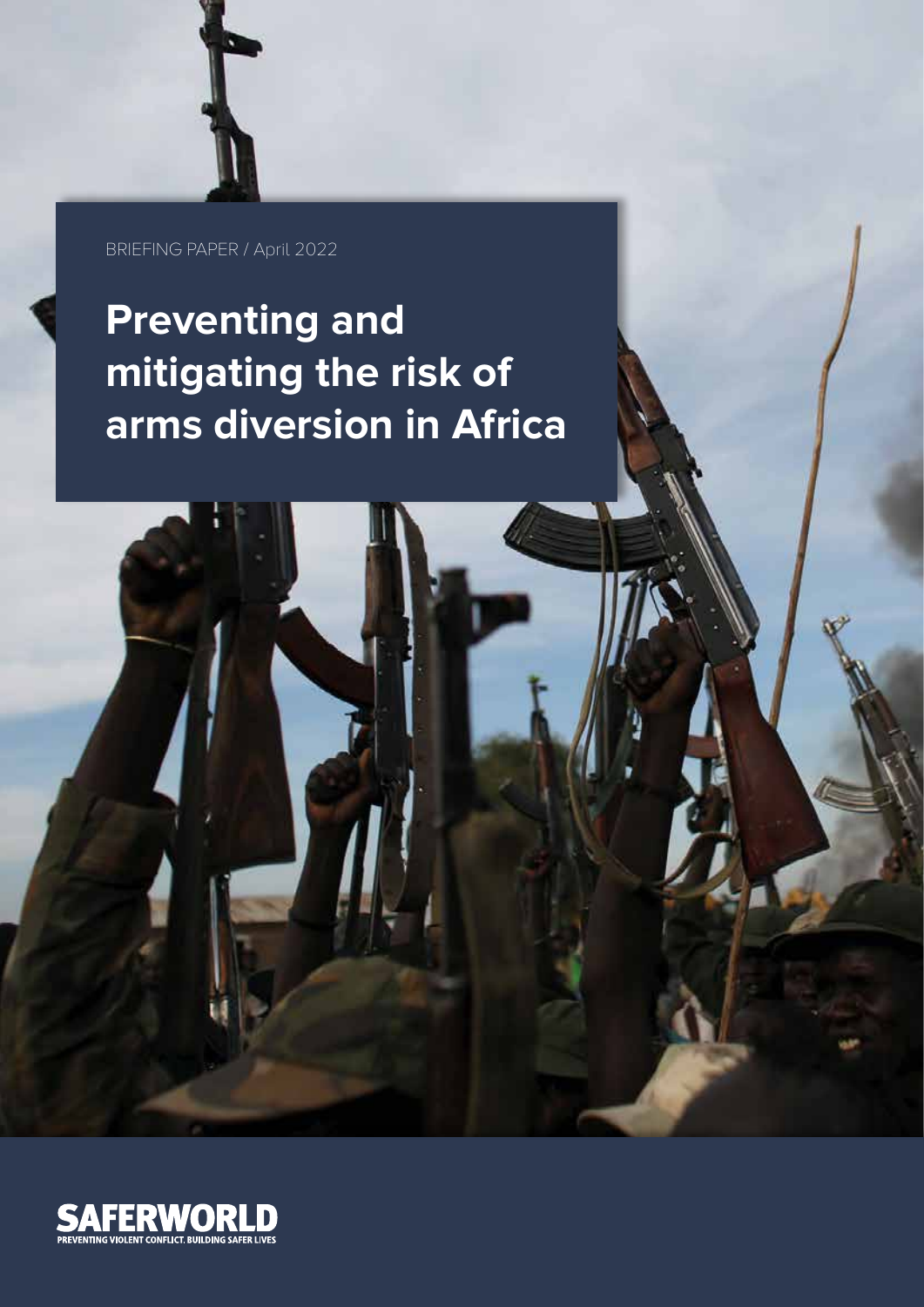BRIEFING PAPER / April 2022

# Preventing and mitigating the risk of arms diversion in Africa

SAFERWORLD

PREVENTING VIOLENT CONFLICT. BUILDING SAFER LIVES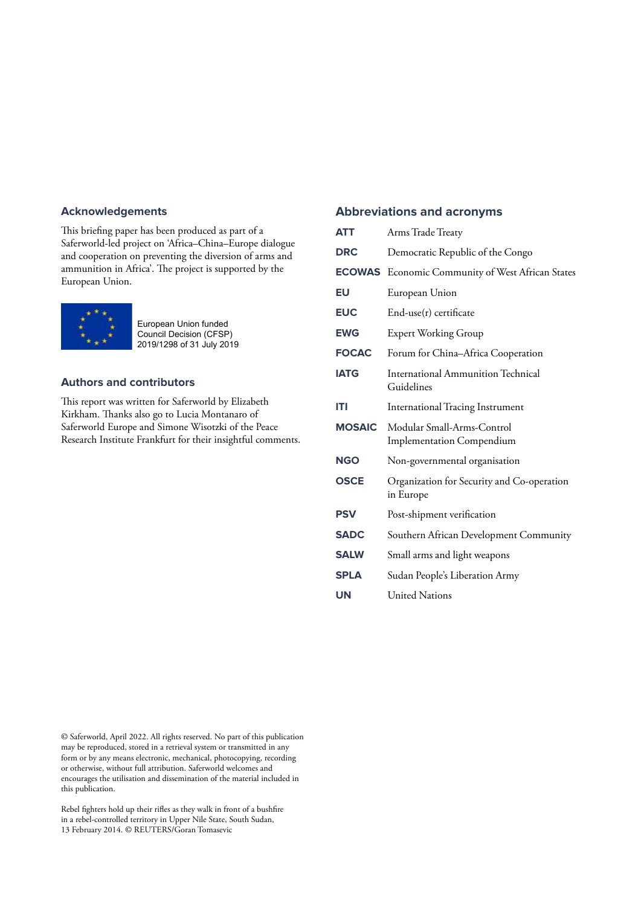## Acknowledgements

This briefing paper has been produced as part of a Saferworld-led project on 'Africa–China–Europe dialogue and cooperation on preventing the diversion of arms and ammunition in Africa'. The project is supported by the European Union.

European Union funded
Council Decision (CFSP)
2019/1298 of 31 July 2019

## Authors and contributors

This report was written for Saferworld by Elizabeth Kirkham. Thanks also go to Lucia Montanaro of Saferworld Europe and Simone Wisotzki of the Peace Research Institute Frankfurt for their insightful comments.

## Abbreviations and acronyms

| | |
|---|---|
| **ATT** | Arms Trade Treaty |
| **DRC** | Democratic Republic of the Congo |
| **ECOWAS** | Economic Community of West African States |
| **EU** | European Union |
| **EUC** | End-use(r) certificate |
| **EWG** | Expert Working Group |
| **FOCAC** | Forum for China–Africa Cooperation |
| **IATG** | International Ammunition Technical Guidelines |
| **ITI** | International Tracing Instrument |
| **MOSAIC** | Modular Small-Arms-Control Implementation Compendium |
| **NGO** | Non-governmental organisation |
| **OSCE** | Organization for Security and Co-operation in Europe |
| **PSV** | Post-shipment verification |
| **SADC** | Southern African Development Community |
| **SALW** | Small arms and light weapons |
| **SPLA** | Sudan People's Liberation Army |
| **UN** | United Nations |

© Saferworld, April 2022. All rights reserved. No part of this publication may be reproduced, stored in a retrieval system or transmitted in any form or by any means electronic, mechanical, photocopying, recording or otherwise, without full attribution. Saferworld welcomes and encourages the utilisation and dissemination of the material included in this publication.

Rebel fighters hold up their rifles as they walk in front of a bushfire in a rebel-controlled territory in Upper Nile State, South Sudan, 13 February 2014. © REUTERS/Goran Tomasevic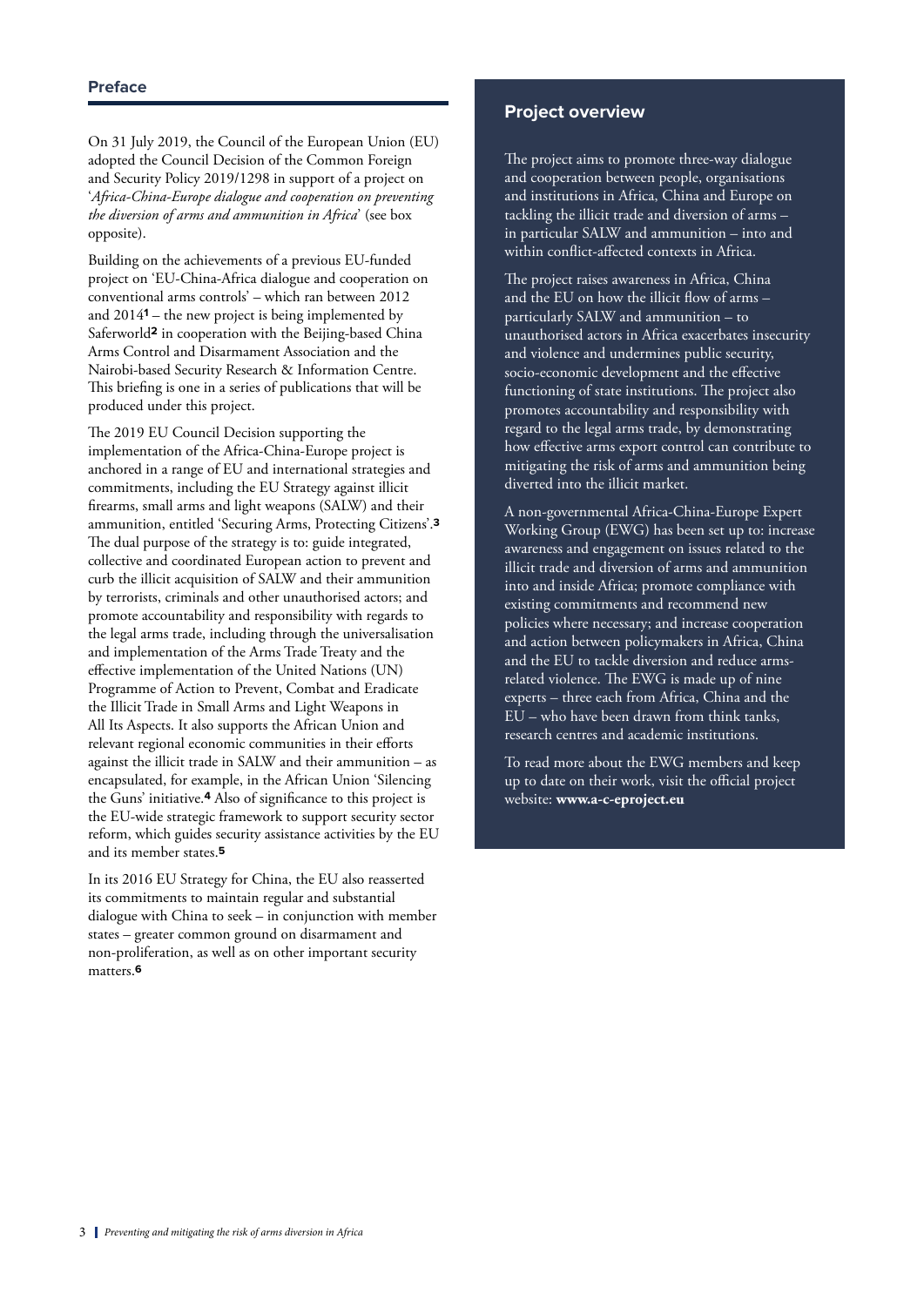## Preface

On 31 July 2019, the Council of the European Union (EU) adopted the Council Decision of the Common Foreign and Security Policy 2019/1298 in support of a project on '*Africa-China-Europe dialogue and cooperation on preventing the diversion of arms and ammunition in Africa*' (see box opposite).

Building on the achievements of a previous EU-funded project on 'EU-China-Africa dialogue and cooperation on conventional arms controls' – which ran between 2012 and 2014[1] – the new project is being implemented by Saferworld[2] in cooperation with the Beijing-based China Arms Control and Disarmament Association and the Nairobi-based Security Research & Information Centre. This briefing is one in a series of publications that will be produced under this project.

The 2019 EU Council Decision supporting the implementation of the Africa-China-Europe project is anchored in a range of EU and international strategies and commitments, including the EU Strategy against illicit firearms, small arms and light weapons (SALW) and their ammunition, entitled 'Securing Arms, Protecting Citizens'.[3] The dual purpose of the strategy is to: guide integrated, collective and coordinated European action to prevent and curb the illicit acquisition of SALW and their ammunition by terrorists, criminals and other unauthorised actors; and promote accountability and responsibility with regards to the legal arms trade, including through the universalisation and implementation of the Arms Trade Treaty and the effective implementation of the United Nations (UN) Programme of Action to Prevent, Combat and Eradicate the Illicit Trade in Small Arms and Light Weapons in All Its Aspects. It also supports the African Union and relevant regional economic communities in their efforts against the illicit trade in SALW and their ammunition – as encapsulated, for example, in the African Union 'Silencing the Guns' initiative.[4] Also of significance to this project is the EU-wide strategic framework to support security sector reform, which guides security assistance activities by the EU and its member states.[5]

In its 2016 EU Strategy for China, the EU also reasserted its commitments to maintain regular and substantial dialogue with China to seek – in conjunction with member states – greater common ground on disarmament and non-proliferation, as well as on other important security matters.[6]

### Project overview

The project aims to promote three-way dialogue and cooperation between people, organisations and institutions in Africa, China and Europe on tackling the illicit trade and diversion of arms – in particular SALW and ammunition – into and within conflict-affected contexts in Africa.

The project raises awareness in Africa, China and the EU on how the illicit flow of arms – particularly SALW and ammunition – to unauthorised actors in Africa exacerbates insecurity and violence and undermines public security, socio-economic development and the effective functioning of state institutions. The project also promotes accountability and responsibility with regard to the legal arms trade, by demonstrating how effective arms export control can contribute to mitigating the risk of arms and ammunition being diverted into the illicit market.

A non-governmental Africa-China-Europe Expert Working Group (EWG) has been set up to: increase awareness and engagement on issues related to the illicit trade and diversion of arms and ammunition into and inside Africa; promote compliance with existing commitments and recommend new policies where necessary; and increase cooperation and action between policymakers in Africa, China and the EU to tackle diversion and reduce arms-related violence. The EWG is made up of nine experts – three each from Africa, China and the EU – who have been drawn from think tanks, research centres and academic institutions.

To read more about the EWG members and keep up to date on their work, visit the official project website: **www.a-c-eproject.eu**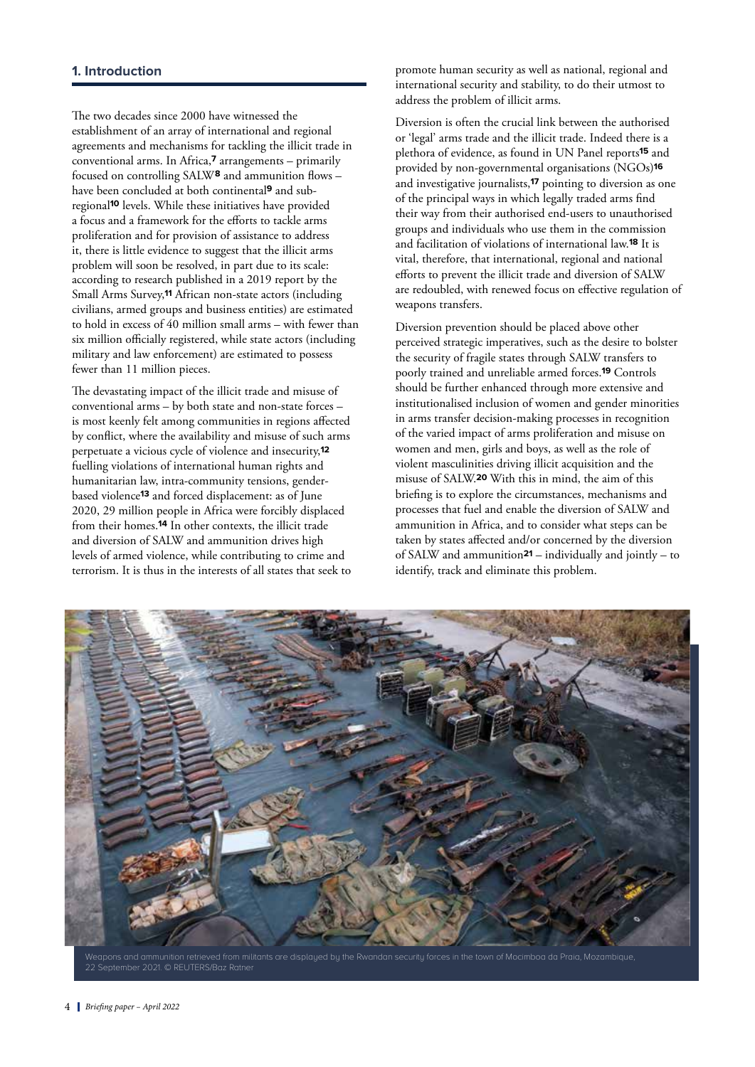## 1. Introduction

The two decades since 2000 have witnessed the establishment of an array of international and regional agreements and mechanisms for tackling the illicit trade in conventional arms. In Africa,[7] arrangements – primarily focused on controlling SALW[8] and ammunition flows – have been concluded at both continental[9] and sub-regional[10] levels. While these initiatives have provided a focus and a framework for the efforts to tackle arms proliferation and for provision of assistance to address it, there is little evidence to suggest that the illicit arms problem will soon be resolved, in part due to its scale: according to research published in a 2019 report by the Small Arms Survey,[11] African non-state actors (including civilians, armed groups and business entities) are estimated to hold in excess of 40 million small arms – with fewer than six million officially registered, while state actors (including military and law enforcement) are estimated to possess fewer than 11 million pieces.

The devastating impact of the illicit trade and misuse of conventional arms – by both state and non-state forces – is most keenly felt among communities in regions affected by conflict, where the availability and misuse of such arms perpetuate a vicious cycle of violence and insecurity,[12] fuelling violations of international human rights and humanitarian law, intra-community tensions, gender-based violence[13] and forced displacement: as of June 2020, 29 million people in Africa were forcibly displaced from their homes.[14] In other contexts, the illicit trade and diversion of SALW and ammunition drives high levels of armed violence, while contributing to crime and terrorism. It is thus in the interests of all states that seek to promote human security as well as national, regional and international security and stability, to do their utmost to address the problem of illicit arms.

Diversion is often the crucial link between the authorised or 'legal' arms trade and the illicit trade. Indeed there is a plethora of evidence, as found in UN Panel reports[15] and provided by non-governmental organisations (NGOs)[16] and investigative journalists,[17] pointing to diversion as one of the principal ways in which legally traded arms find their way from their authorised end-users to unauthorised groups and individuals who use them in the commission and facilitation of violations of international law.[18] It is vital, therefore, that international, regional and national efforts to prevent the illicit trade and diversion of SALW are redoubled, with renewed focus on effective regulation of weapons transfers.

Diversion prevention should be placed above other perceived strategic imperatives, such as the desire to bolster the security of fragile states through SALW transfers to poorly trained and unreliable armed forces.[19] Controls should be further enhanced through more extensive and institutionalised inclusion of women and gender minorities in arms transfer decision-making processes in recognition of the varied impact of arms proliferation and misuse on women and men, girls and boys, as well as the role of violent masculinities driving illicit acquisition and the misuse of SALW.[20] With this in mind, the aim of this briefing is to explore the circumstances, mechanisms and processes that fuel and enable the diversion of SALW and ammunition in Africa, and to consider what steps can be taken by states affected and/or concerned by the diversion of SALW and ammunition[21] – individually and jointly – to identify, track and eliminate this problem.

Weapons and ammunition retrieved from militants are displayed by the Rwandan security forces in the town of Mocimboa da Praia, Mozambique, 22 September 2021. © REUTERS/Baz Ratner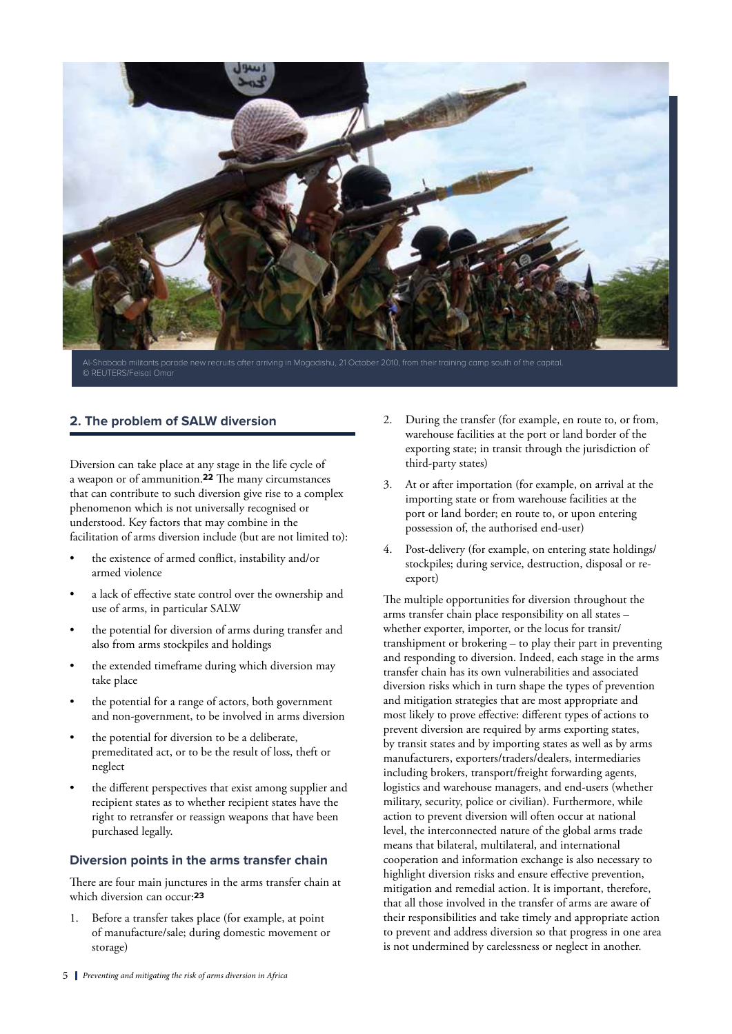Al-Shabaab militants parade new recruits after arriving in Mogadishu, 21 October 2010, from their training camp south of the capital. © REUTERS/Feisal Omar

## 2. The problem of SALW diversion

Diversion can take place at any stage in the life cycle of a weapon or of ammunition.[22] The many circumstances that can contribute to such diversion give rise to a complex phenomenon which is not universally recognised or understood. Key factors that may combine in the facilitation of arms diversion include (but are not limited to):

- the existence of armed conflict, instability and/or armed violence
- a lack of effective state control over the ownership and use of arms, in particular SALW
- the potential for diversion of arms during transfer and also from arms stockpiles and holdings
- the extended timeframe during which diversion may take place
- the potential for a range of actors, both government and non-government, to be involved in arms diversion
- the potential for diversion to be a deliberate, premeditated act, or to be the result of loss, theft or neglect
- the different perspectives that exist among supplier and recipient states as to whether recipient states have the right to retransfer or reassign weapons that have been purchased legally.

### Diversion points in the arms transfer chain

There are four main junctures in the arms transfer chain at which diversion can occur:[23]

1. Before a transfer takes place (for example, at point of manufacture/sale; during domestic movement or storage)
2. During the transfer (for example, en route to, or from, warehouse facilities at the port or land border of the exporting state; in transit through the jurisdiction of third-party states)
3. At or after importation (for example, on arrival at the importing state or from warehouse facilities at the port or land border; en route to, or upon entering possession of, the authorised end-user)
4. Post-delivery (for example, on entering state holdings/ stockpiles; during service, destruction, disposal or re-export)

The multiple opportunities for diversion throughout the arms transfer chain place responsibility on all states – whether exporter, importer, or the locus for transit/ transhipment or brokering – to play their part in preventing and responding to diversion. Indeed, each stage in the arms transfer chain has its own vulnerabilities and associated diversion risks which in turn shape the types of prevention and mitigation strategies that are most appropriate and most likely to prove effective: different types of actions to prevent diversion are required by arms exporting states, by transit states and by importing states as well as by arms manufacturers, exporters/traders/dealers, intermediaries including brokers, transport/freight forwarding agents, logistics and warehouse managers, and end-users (whether military, security, police or civilian). Furthermore, while action to prevent diversion will often occur at national level, the interconnected nature of the global arms trade means that bilateral, multilateral, and international cooperation and information exchange is also necessary to highlight diversion risks and ensure effective prevention, mitigation and remedial action. It is important, therefore, that all those involved in the transfer of arms are aware of their responsibilities and take timely and appropriate action to prevent and address diversion so that progress in one area is not undermined by carelessness or neglect in another.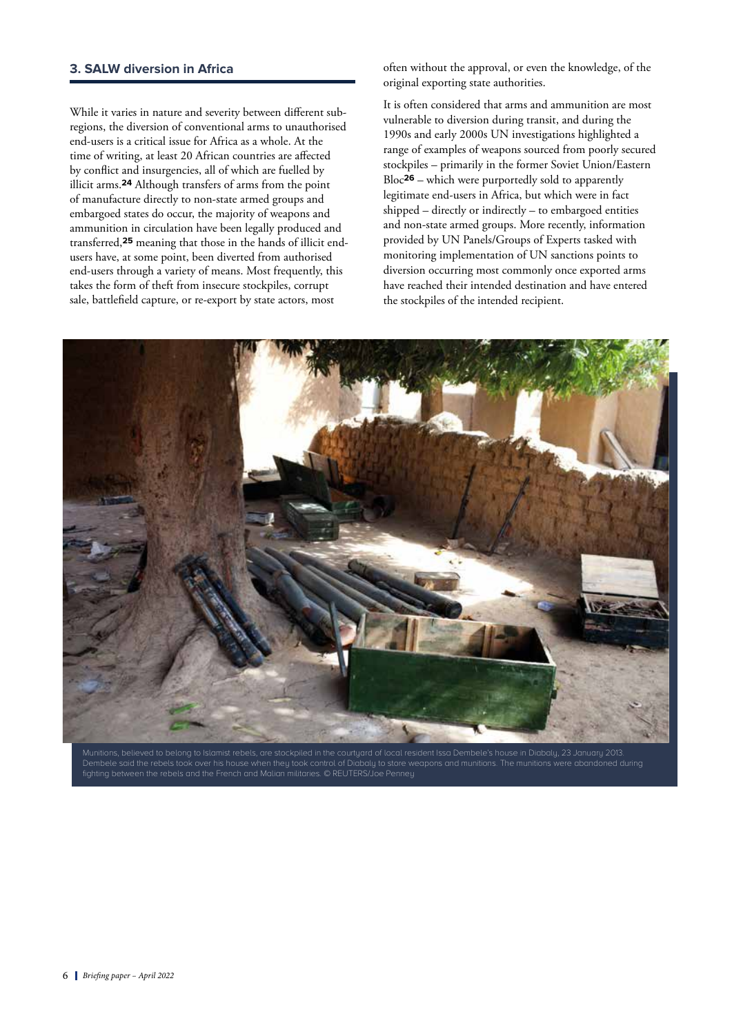### 3. SALW diversion in Africa

While it varies in nature and severity between different sub-regions, the diversion of conventional arms to unauthorised end-users is a critical issue for Africa as a whole. At the time of writing, at least 20 African countries are affected by conflict and insurgencies, all of which are fuelled by illicit arms.[24] Although transfers of arms from the point of manufacture directly to non-state armed groups and embargoed states do occur, the majority of weapons and ammunition in circulation have been legally produced and transferred,[25] meaning that those in the hands of illicit end-users have, at some point, been diverted from authorised end-users through a variety of means. Most frequently, this takes the form of theft from insecure stockpiles, corrupt sale, battlefield capture, or re-export by state actors, most often without the approval, or even the knowledge, of the original exporting state authorities.

It is often considered that arms and ammunition are most vulnerable to diversion during transit, and during the 1990s and early 2000s UN investigations highlighted a range of examples of weapons sourced from poorly secured stockpiles – primarily in the former Soviet Union/Eastern Bloc[26] – which were purportedly sold to apparently legitimate end-users in Africa, but which were in fact shipped – directly or indirectly – to embargoed entities and non-state armed groups. More recently, information provided by UN Panels/Groups of Experts tasked with monitoring implementation of UN sanctions points to diversion occurring most commonly once exported arms have reached their intended destination and have entered the stockpiles of the intended recipient.

Munitions, believed to belong to Islamist rebels, are stockpiled in the courtyard of local resident Issa Dembele's house in Diabaly, 23 January 2013. Dembele said the rebels took over his house when they took control of Diabaly to store weapons and munitions. The munitions were abandoned during fighting between the rebels and the French and Malian militaries. © REUTERS/Joe Penney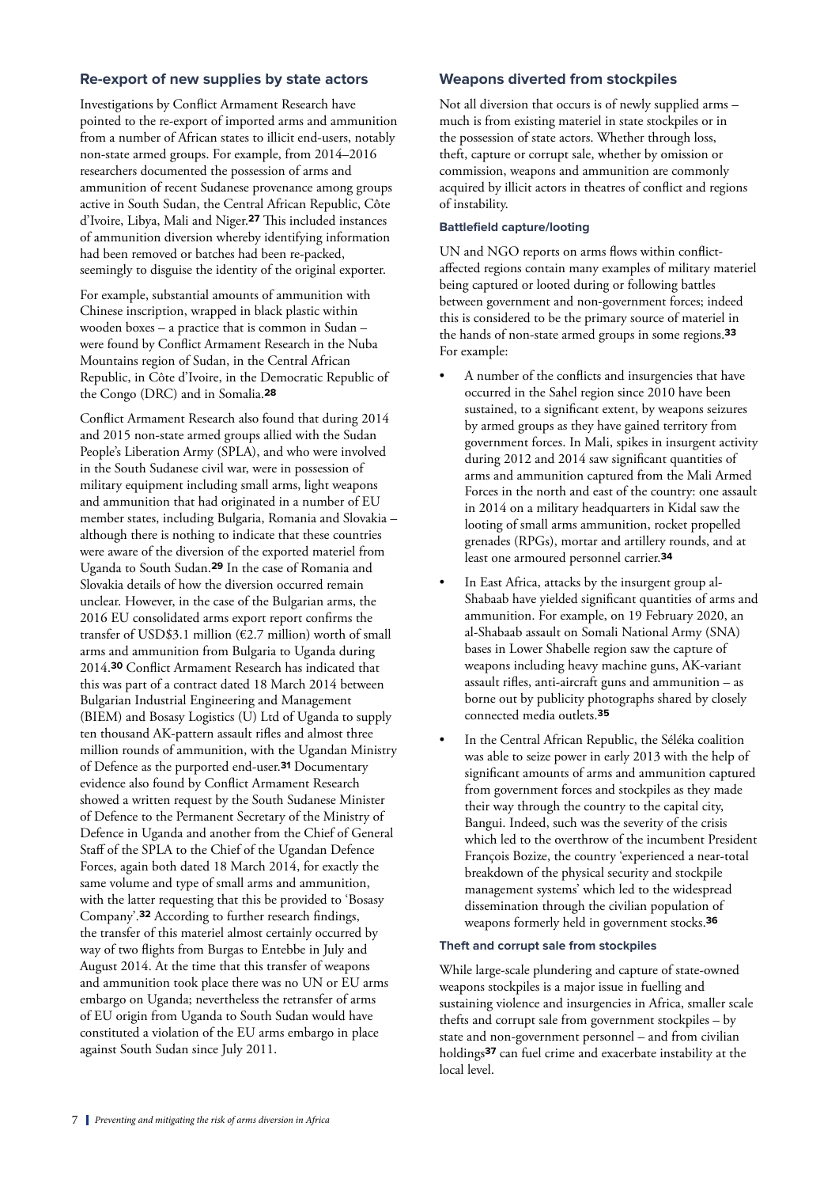## Re-export of new supplies by state actors

Investigations by Conflict Armament Research have pointed to the re-export of imported arms and ammunition from a number of African states to illicit end-users, notably non-state armed groups. For example, from 2014–2016 researchers documented the possession of arms and ammunition of recent Sudanese provenance among groups active in South Sudan, the Central African Republic, Côte d'Ivoire, Libya, Mali and Niger.[27] This included instances of ammunition diversion whereby identifying information had been removed or batches had been re-packed, seemingly to disguise the identity of the original exporter.

For example, substantial amounts of ammunition with Chinese inscription, wrapped in black plastic within wooden boxes – a practice that is common in Sudan – were found by Conflict Armament Research in the Nuba Mountains region of Sudan, in the Central African Republic, in Côte d'Ivoire, in the Democratic Republic of the Congo (DRC) and in Somalia.[28]

Conflict Armament Research also found that during 2014 and 2015 non-state armed groups allied with the Sudan People's Liberation Army (SPLA), and who were involved in the South Sudanese civil war, were in possession of military equipment including small arms, light weapons and ammunition that had originated in a number of EU member states, including Bulgaria, Romania and Slovakia – although there is nothing to indicate that these countries were aware of the diversion of the exported materiel from Uganda to South Sudan.[29] In the case of Romania and Slovakia details of how the diversion occurred remain unclear. However, in the case of the Bulgarian arms, the 2016 EU consolidated arms export report confirms the transfer of USD$3.1 million (€2.7 million) worth of small arms and ammunition from Bulgaria to Uganda during 2014.[30] Conflict Armament Research has indicated that this was part of a contract dated 18 March 2014 between Bulgarian Industrial Engineering and Management (BIEM) and Bosasy Logistics (U) Ltd of Uganda to supply ten thousand AK-pattern assault rifles and almost three million rounds of ammunition, with the Ugandan Ministry of Defence as the purported end-user.[31] Documentary evidence also found by Conflict Armament Research showed a written request by the South Sudanese Minister of Defence to the Permanent Secretary of the Ministry of Defence in Uganda and another from the Chief of General Staff of the SPLA to the Chief of the Ugandan Defence Forces, again both dated 18 March 2014, for exactly the same volume and type of small arms and ammunition, with the latter requesting that this be provided to 'Bosasy Company'.[32] According to further research findings, the transfer of this materiel almost certainly occurred by way of two flights from Burgas to Entebbe in July and August 2014. At the time that this transfer of weapons and ammunition took place there was no UN or EU arms embargo on Uganda; nevertheless the retransfer of arms of EU origin from Uganda to South Sudan would have constituted a violation of the EU arms embargo in place against South Sudan since July 2011.

## Weapons diverted from stockpiles

Not all diversion that occurs is of newly supplied arms – much is from existing materiel in state stockpiles or in the possession of state actors. Whether through loss, theft, capture or corrupt sale, whether by omission or commission, weapons and ammunition are commonly acquired by illicit actors in theatres of conflict and regions of instability.

### Battlefield capture/looting

UN and NGO reports on arms flows within conflict-affected regions contain many examples of military materiel being captured or looted during or following battles between government and non-government forces; indeed this is considered to be the primary source of materiel in the hands of non-state armed groups in some regions.[33] For example:

- A number of the conflicts and insurgencies that have occurred in the Sahel region since 2010 have been sustained, to a significant extent, by weapons seizures by armed groups as they have gained territory from government forces. In Mali, spikes in insurgent activity during 2012 and 2014 saw significant quantities of arms and ammunition captured from the Mali Armed Forces in the north and east of the country: one assault in 2014 on a military headquarters in Kidal saw the looting of small arms ammunition, rocket propelled grenades (RPGs), mortar and artillery rounds, and at least one armoured personnel carrier.[34]
- In East Africa, attacks by the insurgent group al-Shabaab have yielded significant quantities of arms and ammunition. For example, on 19 February 2020, an al-Shabaab assault on Somali National Army (SNA) bases in Lower Shabelle region saw the capture of weapons including heavy machine guns, AK-variant assault rifles, anti-aircraft guns and ammunition – as borne out by publicity photographs shared by closely connected media outlets.[35]
- In the Central African Republic, the Séléka coalition was able to seize power in early 2013 with the help of significant amounts of arms and ammunition captured from government forces and stockpiles as they made their way through the country to the capital city, Bangui. Indeed, such was the severity of the crisis which led to the overthrow of the incumbent President François Bozize, the country 'experienced a near-total breakdown of the physical security and stockpile management systems' which led to the widespread dissemination through the civilian population of weapons formerly held in government stocks.[36]

### Theft and corrupt sale from stockpiles

While large-scale plundering and capture of state-owned weapons stockpiles is a major issue in fuelling and sustaining violence and insurgencies in Africa, smaller scale thefts and corrupt sale from government stockpiles – by state and non-government personnel – and from civilian holdings[37] can fuel crime and exacerbate instability at the local level.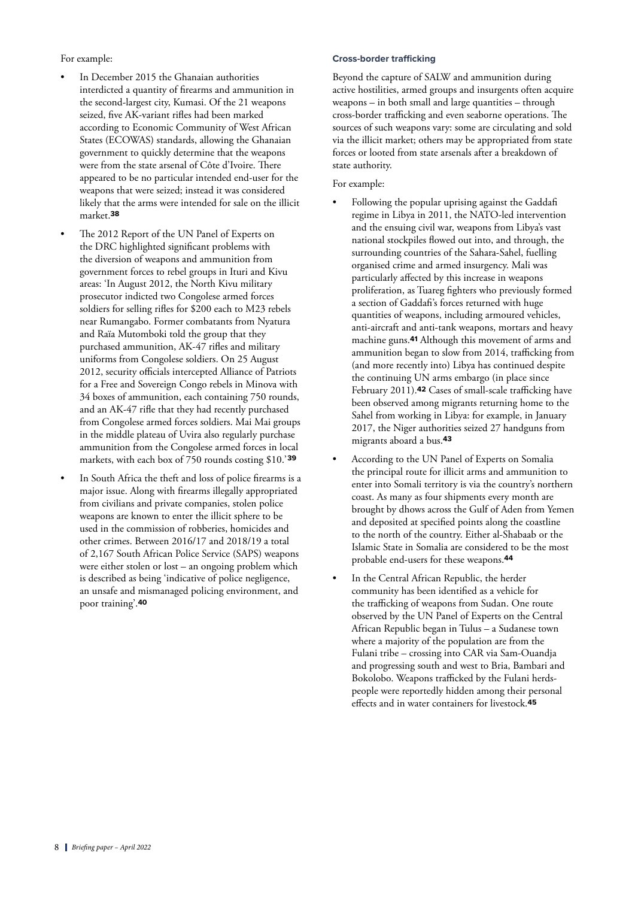For example:

- In December 2015 the Ghanaian authorities interdicted a quantity of firearms and ammunition in the second-largest city, Kumasi. Of the 21 weapons seized, five AK-variant rifles had been marked according to Economic Community of West African States (ECOWAS) standards, allowing the Ghanaian government to quickly determine that the weapons were from the state arsenal of Côte d'Ivoire. There appeared to be no particular intended end-user for the weapons that were seized; instead it was considered likely that the arms were intended for sale on the illicit market.[38]
- The 2012 Report of the UN Panel of Experts on the DRC highlighted significant problems with the diversion of weapons and ammunition from government forces to rebel groups in Ituri and Kivu areas: 'In August 2012, the North Kivu military prosecutor indicted two Congolese armed forces soldiers for selling rifles for $200 each to M23 rebels near Rumangabo. Former combatants from Nyatura and Raïa Mutomboki told the group that they purchased ammunition, AK-47 rifles and military uniforms from Congolese soldiers. On 25 August 2012, security officials intercepted Alliance of Patriots for a Free and Sovereign Congo rebels in Minova with 34 boxes of ammunition, each containing 750 rounds, and an AK-47 rifle that they had recently purchased from Congolese armed forces soldiers. Mai Mai groups in the middle plateau of Uvira also regularly purchase ammunition from the Congolese armed forces in local markets, with each box of 750 rounds costing $10.'[39]
- In South Africa the theft and loss of police firearms is a major issue. Along with firearms illegally appropriated from civilians and private companies, stolen police weapons are known to enter the illicit sphere to be used in the commission of robberies, homicides and other crimes. Between 2016/17 and 2018/19 a total of 2,167 South African Police Service (SAPS) weapons were either stolen or lost – an ongoing problem which is described as being 'indicative of police negligence, an unsafe and mismanaged policing environment, and poor training'.[40]

#### Cross-border trafficking

Beyond the capture of SALW and ammunition during active hostilities, armed groups and insurgents often acquire weapons – in both small and large quantities – through cross-border trafficking and even seaborne operations. The sources of such weapons vary: some are circulating and sold via the illicit market; others may be appropriated from state forces or looted from state arsenals after a breakdown of state authority.

For example:

- Following the popular uprising against the Gaddafi regime in Libya in 2011, the NATO-led intervention and the ensuing civil war, weapons from Libya's vast national stockpiles flowed out into, and through, the surrounding countries of the Sahara-Sahel, fuelling organised crime and armed insurgency. Mali was particularly affected by this increase in weapons proliferation, as Tuareg fighters who previously formed a section of Gaddafi's forces returned with huge quantities of weapons, including armoured vehicles, anti-aircraft and anti-tank weapons, mortars and heavy machine guns.[41] Although this movement of arms and ammunition began to slow from 2014, trafficking from (and more recently into) Libya has continued despite the continuing UN arms embargo (in place since February 2011).[42] Cases of small-scale trafficking have been observed among migrants returning home to the Sahel from working in Libya: for example, in January 2017, the Niger authorities seized 27 handguns from migrants aboard a bus.[43]
- According to the UN Panel of Experts on Somalia the principal route for illicit arms and ammunition to enter into Somali territory is via the country's northern coast. As many as four shipments every month are brought by dhows across the Gulf of Aden from Yemen and deposited at specified points along the coastline to the north of the country. Either al-Shabaab or the Islamic State in Somalia are considered to be the most probable end-users for these weapons.[44]
- In the Central African Republic, the herder community has been identified as a vehicle for the trafficking of weapons from Sudan. One route observed by the UN Panel of Experts on the Central African Republic began in Tulus – a Sudanese town where a majority of the population are from the Fulani tribe – crossing into CAR via Sam-Ouandja and progressing south and west to Bria, Bambari and Bokolobo. Weapons trafficked by the Fulani herdspeople were reportedly hidden among their personal effects and in water containers for livestock.[45]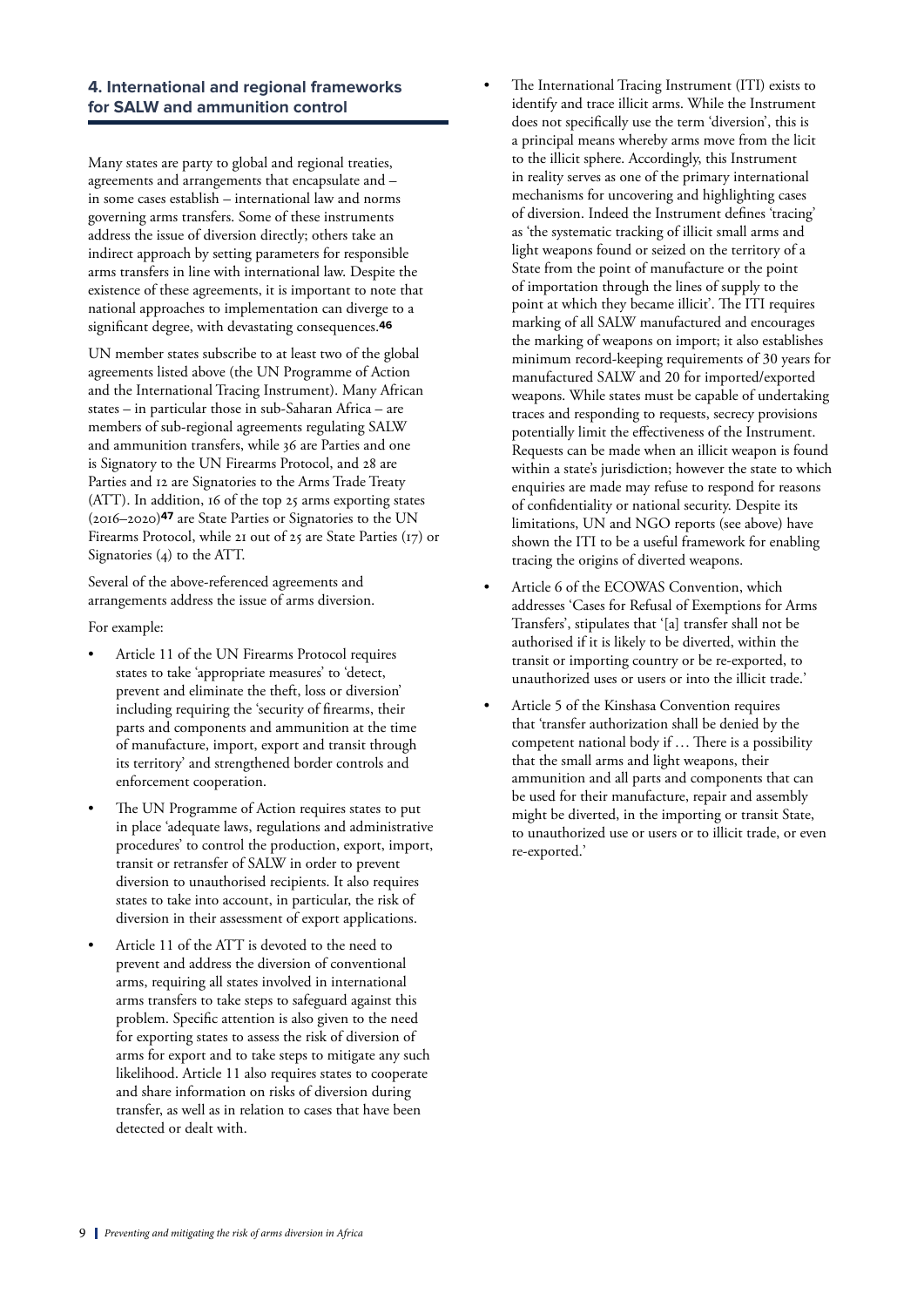## 4. International and regional frameworks for SALW and ammunition control

Many states are party to global and regional treaties, agreements and arrangements that encapsulate and – in some cases establish – international law and norms governing arms transfers. Some of these instruments address the issue of diversion directly; others take an indirect approach by setting parameters for responsible arms transfers in line with international law. Despite the existence of these agreements, it is important to note that national approaches to implementation can diverge to a significant degree, with devastating consequences.[46]

UN member states subscribe to at least two of the global agreements listed above (the UN Programme of Action and the International Tracing Instrument). Many African states – in particular those in sub-Saharan Africa – are members of sub-regional agreements regulating SALW and ammunition transfers, while 36 are Parties and one is Signatory to the UN Firearms Protocol, and 28 are Parties and 12 are Signatories to the Arms Trade Treaty (ATT). In addition, 16 of the top 25 arms exporting states (2016–2020)[47] are State Parties or Signatories to the UN Firearms Protocol, while 21 out of 25 are State Parties (17) or Signatories (4) to the ATT.

Several of the above-referenced agreements and arrangements address the issue of arms diversion.

For example:

- Article 11 of the UN Firearms Protocol requires states to take 'appropriate measures' to 'detect, prevent and eliminate the theft, loss or diversion' including requiring the 'security of firearms, their parts and components and ammunition at the time of manufacture, import, export and transit through its territory' and strengthened border controls and enforcement cooperation.
- The UN Programme of Action requires states to put in place 'adequate laws, regulations and administrative procedures' to control the production, export, import, transit or retransfer of SALW in order to prevent diversion to unauthorised recipients. It also requires states to take into account, in particular, the risk of diversion in their assessment of export applications.
- Article 11 of the ATT is devoted to the need to prevent and address the diversion of conventional arms, requiring all states involved in international arms transfers to take steps to safeguard against this problem. Specific attention is also given to the need for exporting states to assess the risk of diversion of arms for export and to take steps to mitigate any such likelihood. Article 11 also requires states to cooperate and share information on risks of diversion during transfer, as well as in relation to cases that have been detected or dealt with.
- The International Tracing Instrument (ITI) exists to identify and trace illicit arms. While the Instrument does not specifically use the term 'diversion', this is a principal means whereby arms move from the licit to the illicit sphere. Accordingly, this Instrument in reality serves as one of the primary international mechanisms for uncovering and highlighting cases of diversion. Indeed the Instrument defines 'tracing' as 'the systematic tracking of illicit small arms and light weapons found or seized on the territory of a State from the point of manufacture or the point of importation through the lines of supply to the point at which they became illicit'. The ITI requires marking of all SALW manufactured and encourages the marking of weapons on import; it also establishes minimum record-keeping requirements of 30 years for manufactured SALW and 20 for imported/exported weapons. While states must be capable of undertaking traces and responding to requests, secrecy provisions potentially limit the effectiveness of the Instrument. Requests can be made when an illicit weapon is found within a state's jurisdiction; however the state to which enquiries are made may refuse to respond for reasons of confidentiality or national security. Despite its limitations, UN and NGO reports (see above) have shown the ITI to be a useful framework for enabling tracing the origins of diverted weapons.
- Article 6 of the ECOWAS Convention, which addresses 'Cases for Refusal of Exemptions for Arms Transfers', stipulates that '[a] transfer shall not be authorised if it is likely to be diverted, within the transit or importing country or be re-exported, to unauthorized uses or users or into the illicit trade.'
- Article 5 of the Kinshasa Convention requires that 'transfer authorization shall be denied by the competent national body if … There is a possibility that the small arms and light weapons, their ammunition and all parts and components that can be used for their manufacture, repair and assembly might be diverted, in the importing or transit State, to unauthorized use or users or to illicit trade, or even re-exported.'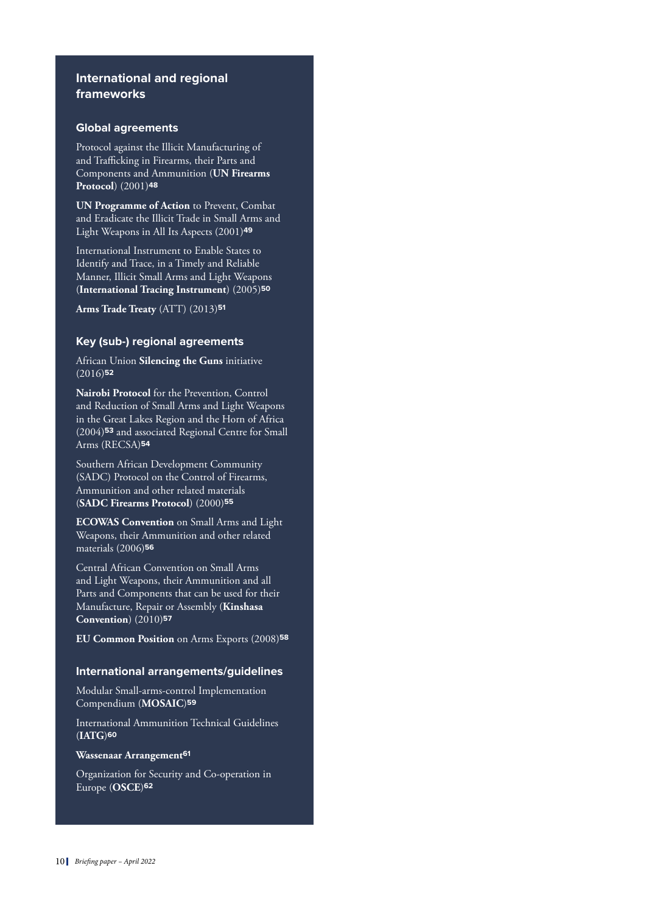## International and regional frameworks

### Global agreements

Protocol against the Illicit Manufacturing of and Trafficking in Firearms, their Parts and Components and Ammunition (**UN Firearms Protocol**) (2001)[48]

**UN Programme of Action** to Prevent, Combat and Eradicate the Illicit Trade in Small Arms and Light Weapons in All Its Aspects (2001)[49]

International Instrument to Enable States to Identify and Trace, in a Timely and Reliable Manner, Illicit Small Arms and Light Weapons (**International Tracing Instrument**) (2005)[50]

**Arms Trade Treaty** (ATT) (2013)[51]

### Key (sub-) regional agreements

African Union **Silencing the Guns** initiative (2016)[52]

**Nairobi Protocol** for the Prevention, Control and Reduction of Small Arms and Light Weapons in the Great Lakes Region and the Horn of Africa (2004)[53] and associated Regional Centre for Small Arms (RECSA)[54]

Southern African Development Community (SADC) Protocol on the Control of Firearms, Ammunition and other related materials (**SADC Firearms Protocol**) (2000)[55]

**ECOWAS Convention** on Small Arms and Light Weapons, their Ammunition and other related materials (2006)[56]

Central African Convention on Small Arms and Light Weapons, their Ammunition and all Parts and Components that can be used for their Manufacture, Repair or Assembly (**Kinshasa Convention**) (2010)[57]

**EU Common Position** on Arms Exports (2008)[58]

### International arrangements/guidelines

Modular Small-arms-control Implementation Compendium (**MOSAIC**)[59]

International Ammunition Technical Guidelines (**IATG**)[60]

**Wassenaar Arrangement**[61]

Organization for Security and Co-operation in Europe (**OSCE**)[62]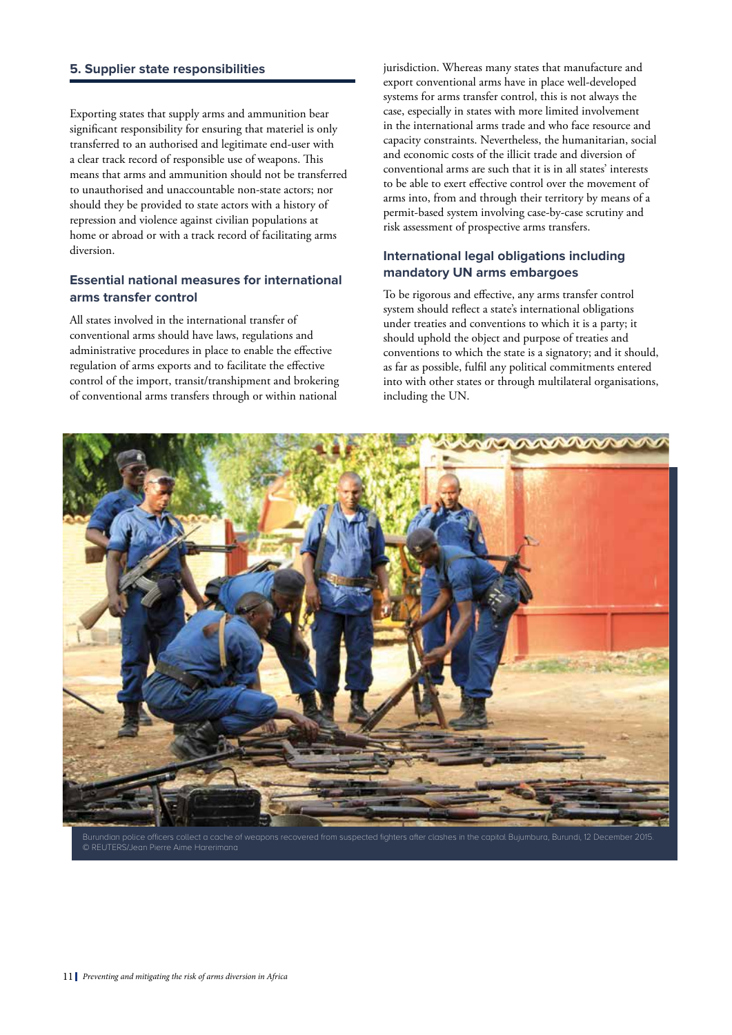## 5. Supplier state responsibilities

Exporting states that supply arms and ammunition bear significant responsibility for ensuring that materiel is only transferred to an authorised and legitimate end-user with a clear track record of responsible use of weapons. This means that arms and ammunition should not be transferred to unauthorised and unaccountable non-state actors; nor should they be provided to state actors with a history of repression and violence against civilian populations at home or abroad or with a track record of facilitating arms diversion.

### Essential national measures for international arms transfer control

All states involved in the international transfer of conventional arms should have laws, regulations and administrative procedures in place to enable the effective regulation of arms exports and to facilitate the effective control of the import, transit/transhipment and brokering of conventional arms transfers through or within national jurisdiction. Whereas many states that manufacture and export conventional arms have in place well-developed systems for arms transfer control, this is not always the case, especially in states with more limited involvement in the international arms trade and who face resource and capacity constraints. Nevertheless, the humanitarian, social and economic costs of the illicit trade and diversion of conventional arms are such that it is in all states' interests to be able to exert effective control over the movement of arms into, from and through their territory by means of a permit-based system involving case-by-case scrutiny and risk assessment of prospective arms transfers.

### International legal obligations including mandatory UN arms embargoes

To be rigorous and effective, any arms transfer control system should reflect a state's international obligations under treaties and conventions to which it is a party; it should uphold the object and purpose of treaties and conventions to which the state is a signatory; and it should, as far as possible, fulfil any political commitments entered into with other states or through multilateral organisations, including the UN.

Burundian police officers collect a cache of weapons recovered from suspected fighters after clashes in the capital Bujumbura, Burundi, 12 December 2015.
© REUTERS/Jean Pierre Aime Harerimana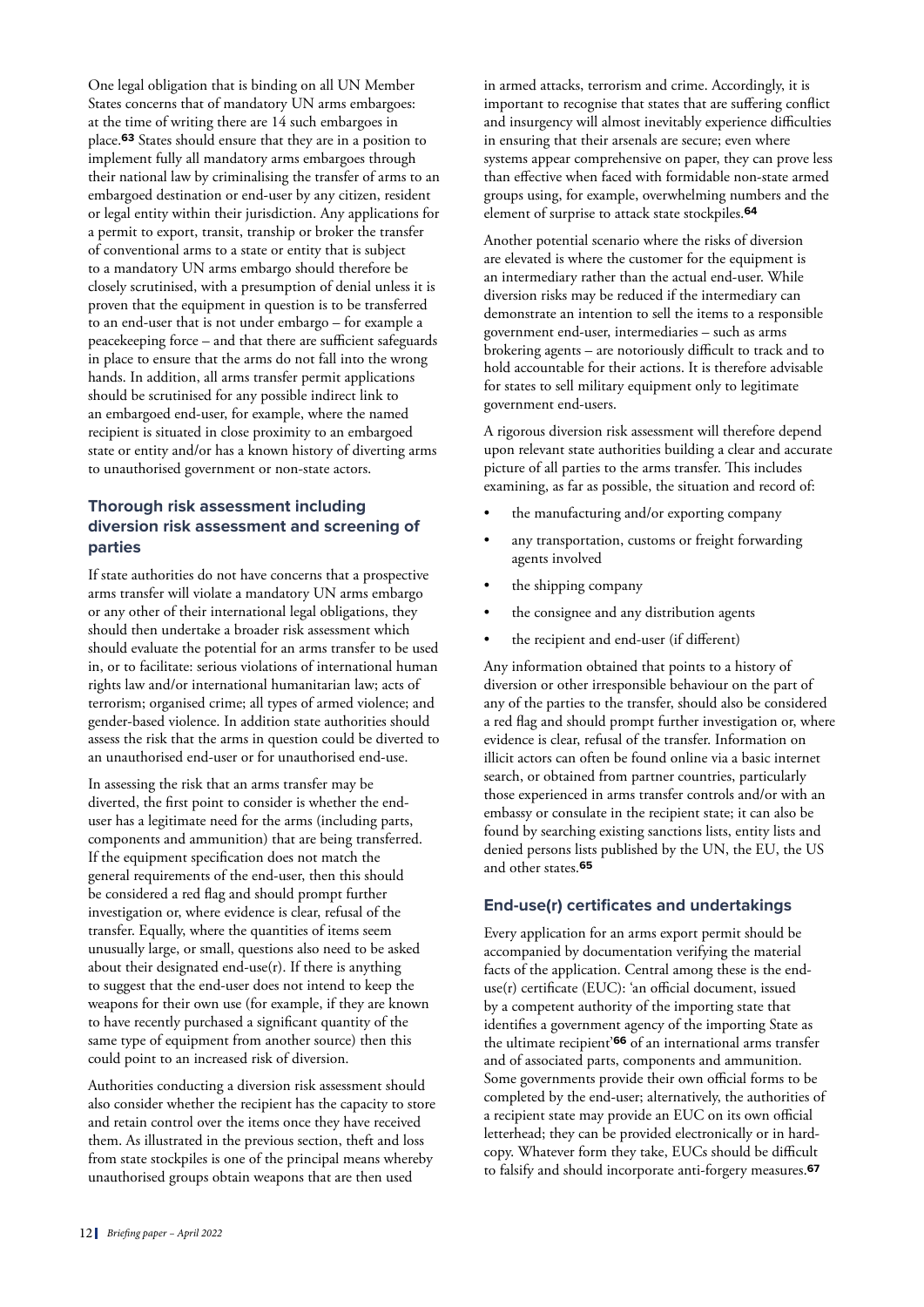One legal obligation that is binding on all UN Member States concerns that of mandatory UN arms embargoes: at the time of writing there are 14 such embargoes in place.[63] States should ensure that they are in a position to implement fully all mandatory arms embargoes through their national law by criminalising the transfer of arms to an embargoed destination or end-user by any citizen, resident or legal entity within their jurisdiction. Any applications for a permit to export, transit, tranship or broker the transfer of conventional arms to a state or entity that is subject to a mandatory UN arms embargo should therefore be closely scrutinised, with a presumption of denial unless it is proven that the equipment in question is to be transferred to an end-user that is not under embargo – for example a peacekeeping force – and that there are sufficient safeguards in place to ensure that the arms do not fall into the wrong hands. In addition, all arms transfer permit applications should be scrutinised for any possible indirect link to an embargoed end-user, for example, where the named recipient is situated in close proximity to an embargoed state or entity and/or has a known history of diverting arms to unauthorised government or non-state actors.

### Thorough risk assessment including diversion risk assessment and screening of parties

If state authorities do not have concerns that a prospective arms transfer will violate a mandatory UN arms embargo or any other of their international legal obligations, they should then undertake a broader risk assessment which should evaluate the potential for an arms transfer to be used in, or to facilitate: serious violations of international human rights law and/or international humanitarian law; acts of terrorism; organised crime; all types of armed violence; and gender-based violence. In addition state authorities should assess the risk that the arms in question could be diverted to an unauthorised end-user or for unauthorised end-use.

In assessing the risk that an arms transfer may be diverted, the first point to consider is whether the end-user has a legitimate need for the arms (including parts, components and ammunition) that are being transferred. If the equipment specification does not match the general requirements of the end-user, then this should be considered a red flag and should prompt further investigation or, where evidence is clear, refusal of the transfer. Equally, where the quantities of items seem unusually large, or small, questions also need to be asked about their designated end-use(r). If there is anything to suggest that the end-user does not intend to keep the weapons for their own use (for example, if they are known to have recently purchased a significant quantity of the same type of equipment from another source) then this could point to an increased risk of diversion.

Authorities conducting a diversion risk assessment should also consider whether the recipient has the capacity to store and retain control over the items once they have received them. As illustrated in the previous section, theft and loss from state stockpiles is one of the principal means whereby unauthorised groups obtain weapons that are then used in armed attacks, terrorism and crime. Accordingly, it is important to recognise that states that are suffering conflict and insurgency will almost inevitably experience difficulties in ensuring that their arsenals are secure; even where systems appear comprehensive on paper, they can prove less than effective when faced with formidable non-state armed groups using, for example, overwhelming numbers and the element of surprise to attack state stockpiles.[64]

Another potential scenario where the risks of diversion are elevated is where the customer for the equipment is an intermediary rather than the actual end-user. While diversion risks may be reduced if the intermediary can demonstrate an intention to sell the items to a responsible government end-user, intermediaries – such as arms brokering agents – are notoriously difficult to track and to hold accountable for their actions. It is therefore advisable for states to sell military equipment only to legitimate government end-users.

A rigorous diversion risk assessment will therefore depend upon relevant state authorities building a clear and accurate picture of all parties to the arms transfer. This includes examining, as far as possible, the situation and record of:

- the manufacturing and/or exporting company
- any transportation, customs or freight forwarding agents involved
- the shipping company
- the consignee and any distribution agents
- the recipient and end-user (if different)

Any information obtained that points to a history of diversion or other irresponsible behaviour on the part of any of the parties to the transfer, should also be considered a red flag and should prompt further investigation or, where evidence is clear, refusal of the transfer. Information on illicit actors can often be found online via a basic internet search, or obtained from partner countries, particularly those experienced in arms transfer controls and/or with an embassy or consulate in the recipient state; it can also be found by searching existing sanctions lists, entity lists and denied persons lists published by the UN, the EU, the US and other states.[65]

### End-use(r) certificates and undertakings

Every application for an arms export permit should be accompanied by documentation verifying the material facts of the application. Central among these is the end-use(r) certificate (EUC): 'an official document, issued by a competent authority of the importing state that identifies a government agency of the importing State as the ultimate recipient'[66] of an international arms transfer and of associated parts, components and ammunition. Some governments provide their own official forms to be completed by the end-user; alternatively, the authorities of a recipient state may provide an EUC on its own official letterhead; they can be provided electronically or in hard-copy. Whatever form they take, EUCs should be difficult to falsify and should incorporate anti-forgery measures.[67]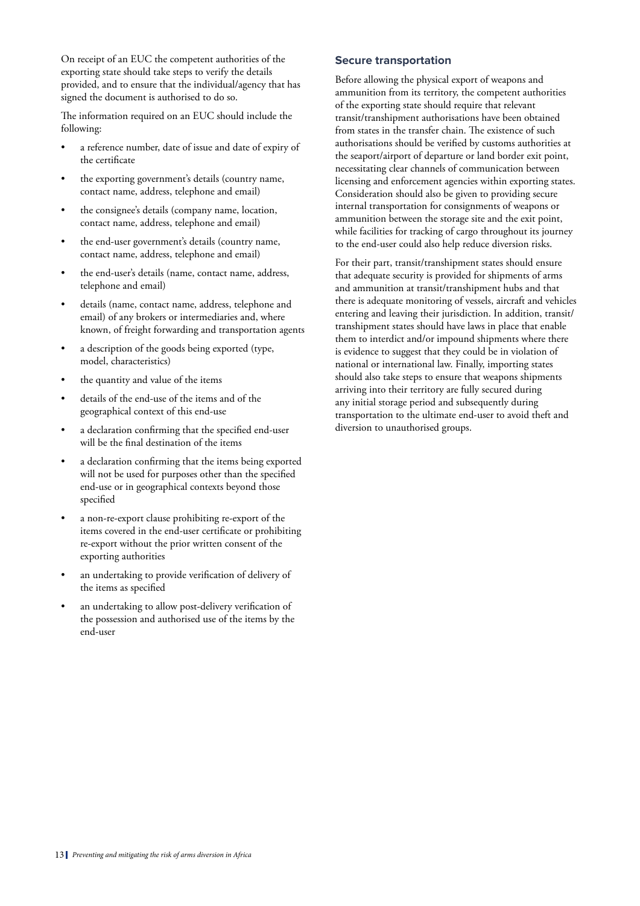On receipt of an EUC the competent authorities of the exporting state should take steps to verify the details provided, and to ensure that the individual/agency that has signed the document is authorised to do so.

The information required on an EUC should include the following:

- a reference number, date of issue and date of expiry of the certificate
- the exporting government's details (country name, contact name, address, telephone and email)
- the consignee's details (company name, location, contact name, address, telephone and email)
- the end-user government's details (country name, contact name, address, telephone and email)
- the end-user's details (name, contact name, address, telephone and email)
- details (name, contact name, address, telephone and email) of any brokers or intermediaries and, where known, of freight forwarding and transportation agents
- a description of the goods being exported (type, model, characteristics)
- the quantity and value of the items
- details of the end-use of the items and of the geographical context of this end-use
- a declaration confirming that the specified end-user will be the final destination of the items
- a declaration confirming that the items being exported will not be used for purposes other than the specified end-use or in geographical contexts beyond those specified
- a non-re-export clause prohibiting re-export of the items covered in the end-user certificate or prohibiting re-export without the prior written consent of the exporting authorities
- an undertaking to provide verification of delivery of the items as specified
- an undertaking to allow post-delivery verification of the possession and authorised use of the items by the end-user

### Secure transportation

Before allowing the physical export of weapons and ammunition from its territory, the competent authorities of the exporting state should require that relevant transit/transhipment authorisations have been obtained from states in the transfer chain. The existence of such authorisations should be verified by customs authorities at the seaport/airport of departure or land border exit point, necessitating clear channels of communication between licensing and enforcement agencies within exporting states. Consideration should also be given to providing secure internal transportation for consignments of weapons or ammunition between the storage site and the exit point, while facilities for tracking of cargo throughout its journey to the end-user could also help reduce diversion risks.

For their part, transit/transhipment states should ensure that adequate security is provided for shipments of arms and ammunition at transit/transhipment hubs and that there is adequate monitoring of vessels, aircraft and vehicles entering and leaving their jurisdiction. In addition, transit/transhipment states should have laws in place that enable them to interdict and/or impound shipments where there is evidence to suggest that they could be in violation of national or international law. Finally, importing states should also take steps to ensure that weapons shipments arriving into their territory are fully secured during any initial storage period and subsequently during transportation to the ultimate end-user to avoid theft and diversion to unauthorised groups.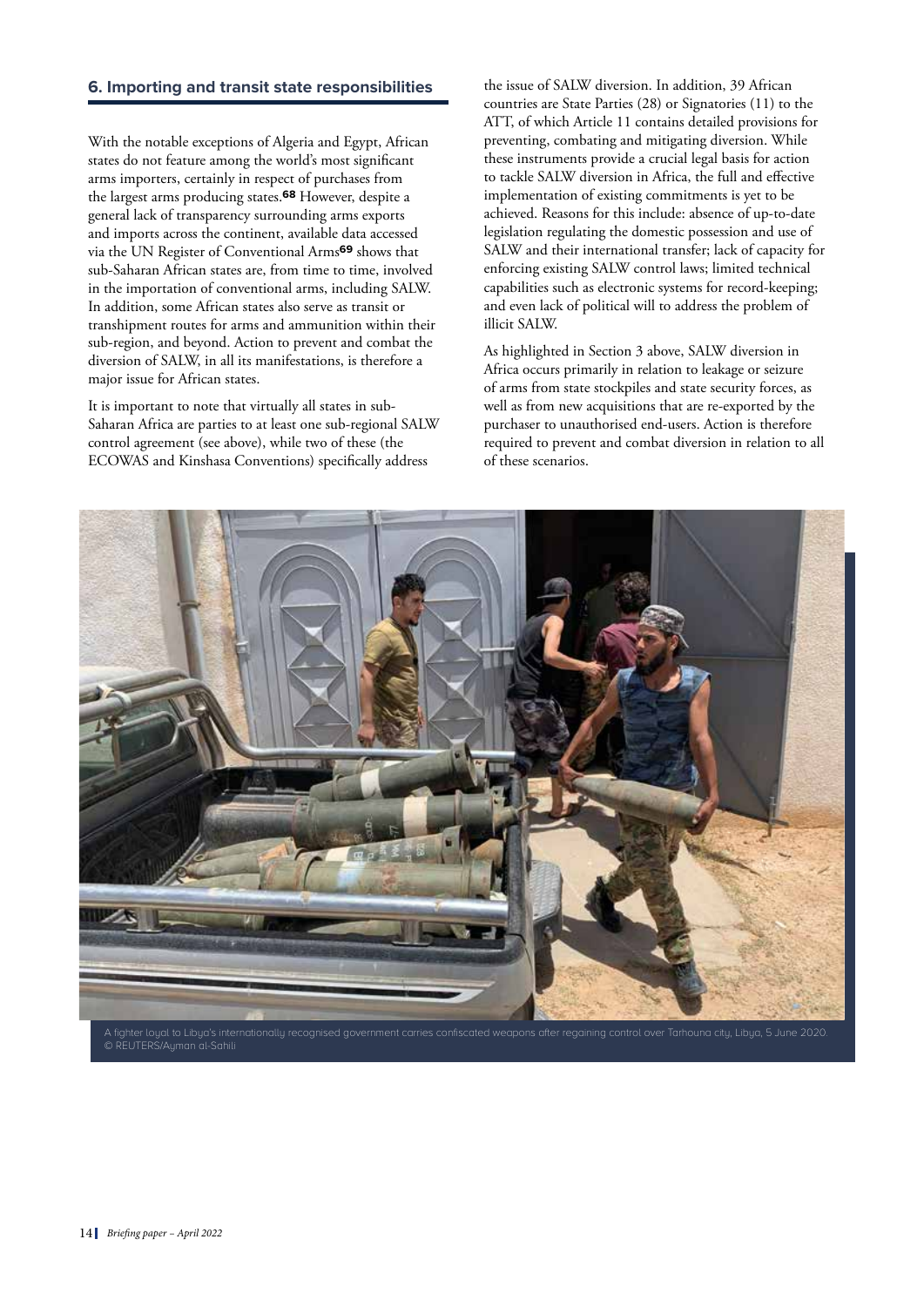## 6. Importing and transit state responsibilities

With the notable exceptions of Algeria and Egypt, African states do not feature among the world's most significant arms importers, certainly in respect of purchases from the largest arms producing states.[68] However, despite a general lack of transparency surrounding arms exports and imports across the continent, available data accessed via the UN Register of Conventional Arms[69] shows that sub-Saharan African states are, from time to time, involved in the importation of conventional arms, including SALW. In addition, some African states also serve as transit or transhipment routes for arms and ammunition within their sub-region, and beyond. Action to prevent and combat the diversion of SALW, in all its manifestations, is therefore a major issue for African states.

It is important to note that virtually all states in sub-Saharan Africa are parties to at least one sub-regional SALW control agreement (see above), while two of these (the ECOWAS and Kinshasa Conventions) specifically address the issue of SALW diversion. In addition, 39 African countries are State Parties (28) or Signatories (11) to the ATT, of which Article 11 contains detailed provisions for preventing, combating and mitigating diversion. While these instruments provide a crucial legal basis for action to tackle SALW diversion in Africa, the full and effective implementation of existing commitments is yet to be achieved. Reasons for this include: absence of up-to-date legislation regulating the domestic possession and use of SALW and their international transfer; lack of capacity for enforcing existing SALW control laws; limited technical capabilities such as electronic systems for record-keeping; and even lack of political will to address the problem of illicit SALW.

As highlighted in Section 3 above, SALW diversion in Africa occurs primarily in relation to leakage or seizure of arms from state stockpiles and state security forces, as well as from new acquisitions that are re-exported by the purchaser to unauthorised end-users. Action is therefore required to prevent and combat diversion in relation to all of these scenarios.

A fighter loyal to Libya's internationally recognised government carries confiscated weapons after regaining control over Tarhouna city, Libya, 5 June 2020. © REUTERS/Ayman al-Sahili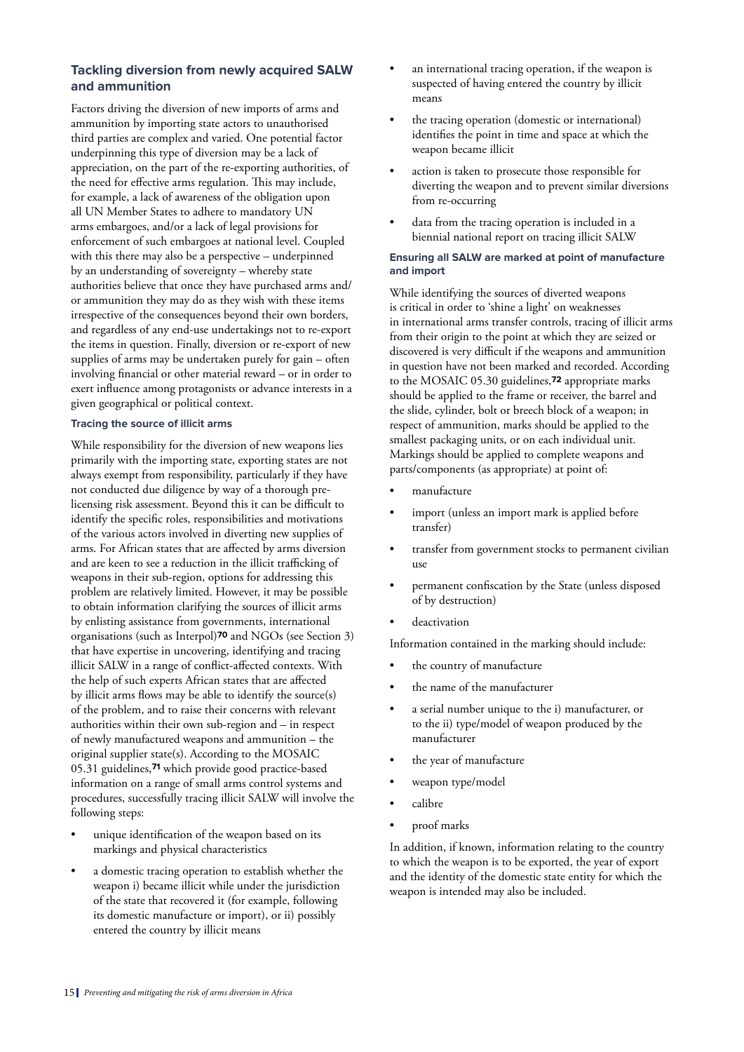## Tackling diversion from newly acquired SALW and ammunition

Factors driving the diversion of new imports of arms and ammunition by importing state actors to unauthorised third parties are complex and varied. One potential factor underpinning this type of diversion may be a lack of appreciation, on the part of the re-exporting authorities, of the need for effective arms regulation. This may include, for example, a lack of awareness of the obligation upon all UN Member States to adhere to mandatory UN arms embargoes, and/or a lack of legal provisions for enforcement of such embargoes at national level. Coupled with this there may also be a perspective – underpinned by an understanding of sovereignty – whereby state authorities believe that once they have purchased arms and/or ammunition they may do as they wish with these items irrespective of the consequences beyond their own borders, and regardless of any end-use undertakings not to re-export the items in question. Finally, diversion or re-export of new supplies of arms may be undertaken purely for gain – often involving financial or other material reward – or in order to exert influence among protagonists or advance interests in a given geographical or political context.

#### Tracing the source of illicit arms

While responsibility for the diversion of new weapons lies primarily with the importing state, exporting states are not always exempt from responsibility, particularly if they have not conducted due diligence by way of a thorough pre-licensing risk assessment. Beyond this it can be difficult to identify the specific roles, responsibilities and motivations of the various actors involved in diverting new supplies of arms. For African states that are affected by arms diversion and are keen to see a reduction in the illicit trafficking of weapons in their sub-region, options for addressing this problem are relatively limited. However, it may be possible to obtain information clarifying the sources of illicit arms by enlisting assistance from governments, international organisations (such as Interpol)[70] and NGOs (see Section 3) that have expertise in uncovering, identifying and tracing illicit SALW in a range of conflict-affected contexts. With the help of such experts African states that are affected by illicit arms flows may be able to identify the source(s) of the problem, and to raise their concerns with relevant authorities within their own sub-region and – in respect of newly manufactured weapons and ammunition – the original supplier state(s). According to the MOSAIC 05.31 guidelines,[71] which provide good practice-based information on a range of small arms control systems and procedures, successfully tracing illicit SALW will involve the following steps:

- unique identification of the weapon based on its markings and physical characteristics
- a domestic tracing operation to establish whether the weapon i) became illicit while under the jurisdiction of the state that recovered it (for example, following its domestic manufacture or import), or ii) possibly entered the country by illicit means
- an international tracing operation, if the weapon is suspected of having entered the country by illicit means
- the tracing operation (domestic or international) identifies the point in time and space at which the weapon became illicit
- action is taken to prosecute those responsible for diverting the weapon and to prevent similar diversions from re-occurring
- data from the tracing operation is included in a biennial national report on tracing illicit SALW

#### Ensuring all SALW are marked at point of manufacture and import

While identifying the sources of diverted weapons is critical in order to 'shine a light' on weaknesses in international arms transfer controls, tracing of illicit arms from their origin to the point at which they are seized or discovered is very difficult if the weapons and ammunition in question have not been marked and recorded. According to the MOSAIC 05.30 guidelines,[72] appropriate marks should be applied to the frame or receiver, the barrel and the slide, cylinder, bolt or breech block of a weapon; in respect of ammunition, marks should be applied to the smallest packaging units, or on each individual unit. Markings should be applied to complete weapons and parts/components (as appropriate) at point of:

- manufacture
- import (unless an import mark is applied before transfer)
- transfer from government stocks to permanent civilian use
- permanent confiscation by the State (unless disposed of by destruction)
- deactivation

Information contained in the marking should include:

- the country of manufacture
- the name of the manufacturer
- a serial number unique to the i) manufacturer, or to the ii) type/model of weapon produced by the manufacturer
- the year of manufacture
- weapon type/model
- calibre
- proof marks

In addition, if known, information relating to the country to which the weapon is to be exported, the year of export and the identity of the domestic state entity for which the weapon is intended may also be included.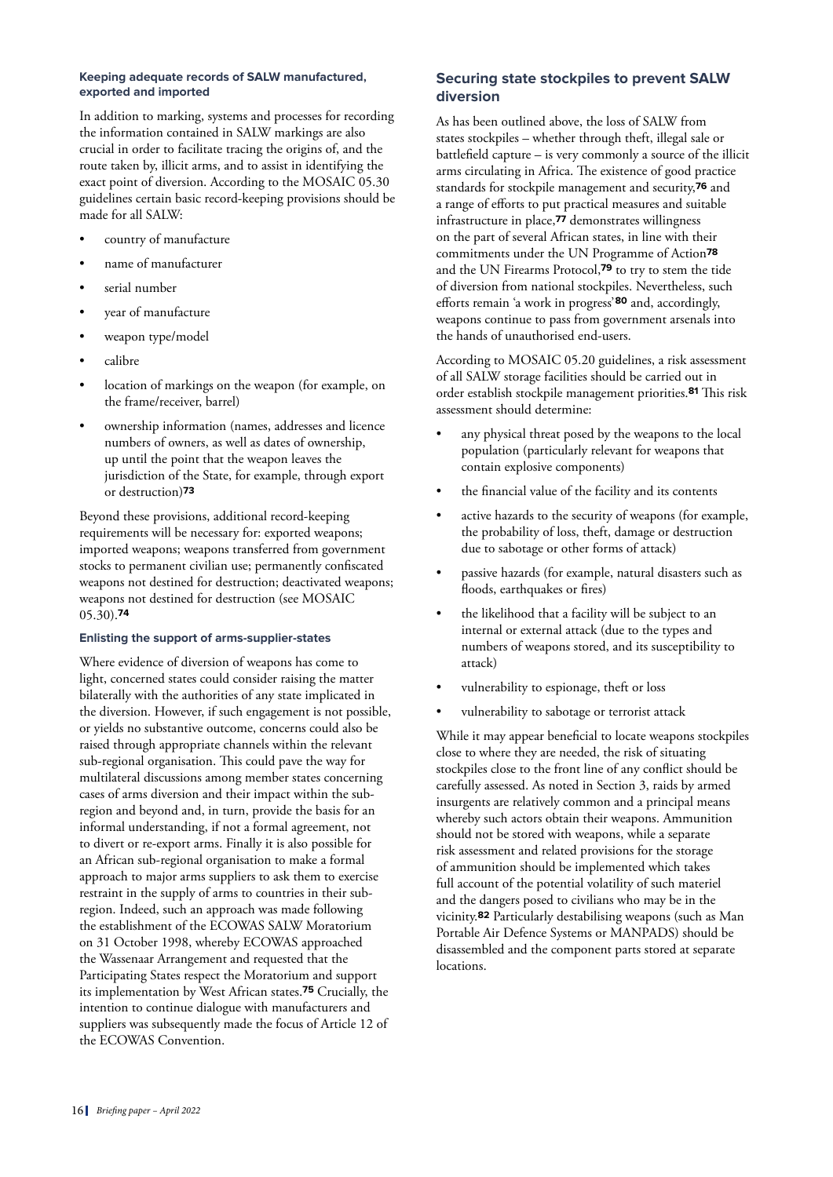#### Keeping adequate records of SALW manufactured, exported and imported

In addition to marking, systems and processes for recording the information contained in SALW markings are also crucial in order to facilitate tracing the origins of, and the route taken by, illicit arms, and to assist in identifying the exact point of diversion. According to the MOSAIC 05.30 guidelines certain basic record-keeping provisions should be made for all SALW:

- country of manufacture
- name of manufacturer
- serial number
- year of manufacture
- weapon type/model
- calibre
- location of markings on the weapon (for example, on the frame/receiver, barrel)
- ownership information (names, addresses and licence numbers of owners, as well as dates of ownership, up until the point that the weapon leaves the jurisdiction of the State, for example, through export or destruction)[73]

Beyond these provisions, additional record-keeping requirements will be necessary for: exported weapons; imported weapons; weapons transferred from government stocks to permanent civilian use; permanently confiscated weapons not destined for destruction; deactivated weapons; weapons not destined for destruction (see MOSAIC 05.30).[74]

#### Enlisting the support of arms-supplier-states

Where evidence of diversion of weapons has come to light, concerned states could consider raising the matter bilaterally with the authorities of any state implicated in the diversion. However, if such engagement is not possible, or yields no substantive outcome, concerns could also be raised through appropriate channels within the relevant sub-regional organisation. This could pave the way for multilateral discussions among member states concerning cases of arms diversion and their impact within the sub-region and beyond and, in turn, provide the basis for an informal understanding, if not a formal agreement, not to divert or re-export arms. Finally it is also possible for an African sub-regional organisation to make a formal approach to major arms suppliers to ask them to exercise restraint in the supply of arms to countries in their sub-region. Indeed, such an approach was made following the establishment of the ECOWAS SALW Moratorium on 31 October 1998, whereby ECOWAS approached the Wassenaar Arrangement and requested that the Participating States respect the Moratorium and support its implementation by West African states.[75] Crucially, the intention to continue dialogue with manufacturers and suppliers was subsequently made the focus of Article 12 of the ECOWAS Convention.

### Securing state stockpiles to prevent SALW diversion

As has been outlined above, the loss of SALW from states stockpiles – whether through theft, illegal sale or battlefield capture – is very commonly a source of the illicit arms circulating in Africa. The existence of good practice standards for stockpile management and security,[76] and a range of efforts to put practical measures and suitable infrastructure in place,[77] demonstrates willingness on the part of several African states, in line with their commitments under the UN Programme of Action[78] and the UN Firearms Protocol,[79] to try to stem the tide of diversion from national stockpiles. Nevertheless, such efforts remain 'a work in progress'[80] and, accordingly, weapons continue to pass from government arsenals into the hands of unauthorised end-users.

According to MOSAIC 05.20 guidelines, a risk assessment of all SALW storage facilities should be carried out in order establish stockpile management priorities.[81] This risk assessment should determine:

- any physical threat posed by the weapons to the local population (particularly relevant for weapons that contain explosive components)
- the financial value of the facility and its contents
- active hazards to the security of weapons (for example, the probability of loss, theft, damage or destruction due to sabotage or other forms of attack)
- passive hazards (for example, natural disasters such as floods, earthquakes or fires)
- the likelihood that a facility will be subject to an internal or external attack (due to the types and numbers of weapons stored, and its susceptibility to attack)
- vulnerability to espionage, theft or loss
- vulnerability to sabotage or terrorist attack

While it may appear beneficial to locate weapons stockpiles close to where they are needed, the risk of situating stockpiles close to the front line of any conflict should be carefully assessed. As noted in Section 3, raids by armed insurgents are relatively common and a principal means whereby such actors obtain their weapons. Ammunition should not be stored with weapons, while a separate risk assessment and related provisions for the storage of ammunition should be implemented which takes full account of the potential volatility of such materiel and the dangers posed to civilians who may be in the vicinity.[82] Particularly destabilising weapons (such as Man Portable Air Defence Systems or MANPADS) should be disassembled and the component parts stored at separate locations.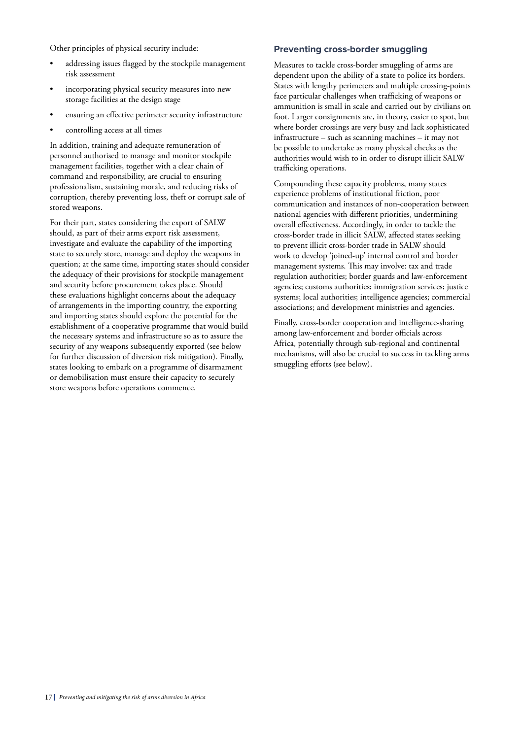Other principles of physical security include:

- addressing issues flagged by the stockpile management risk assessment
- incorporating physical security measures into new storage facilities at the design stage
- ensuring an effective perimeter security infrastructure
- controlling access at all times

In addition, training and adequate remuneration of personnel authorised to manage and monitor stockpile management facilities, together with a clear chain of command and responsibility, are crucial to ensuring professionalism, sustaining morale, and reducing risks of corruption, thereby preventing loss, theft or corrupt sale of stored weapons.

For their part, states considering the export of SALW should, as part of their arms export risk assessment, investigate and evaluate the capability of the importing state to securely store, manage and deploy the weapons in question; at the same time, importing states should consider the adequacy of their provisions for stockpile management and security before procurement takes place. Should these evaluations highlight concerns about the adequacy of arrangements in the importing country, the exporting and importing states should explore the potential for the establishment of a cooperative programme that would build the necessary systems and infrastructure so as to assure the security of any weapons subsequently exported (see below for further discussion of diversion risk mitigation). Finally, states looking to embark on a programme of disarmament or demobilisation must ensure their capacity to securely store weapons before operations commence.

### Preventing cross-border smuggling

Measures to tackle cross-border smuggling of arms are dependent upon the ability of a state to police its borders. States with lengthy perimeters and multiple crossing-points face particular challenges when trafficking of weapons or ammunition is small in scale and carried out by civilians on foot. Larger consignments are, in theory, easier to spot, but where border crossings are very busy and lack sophisticated infrastructure – such as scanning machines – it may not be possible to undertake as many physical checks as the authorities would wish to in order to disrupt illicit SALW trafficking operations.

Compounding these capacity problems, many states experience problems of institutional friction, poor communication and instances of non-cooperation between national agencies with different priorities, undermining overall effectiveness. Accordingly, in order to tackle the cross-border trade in illicit SALW, affected states seeking to prevent illicit cross-border trade in SALW should work to develop 'joined-up' internal control and border management systems. This may involve: tax and trade regulation authorities; border guards and law-enforcement agencies; customs authorities; immigration services; justice systems; local authorities; intelligence agencies; commercial associations; and development ministries and agencies.

Finally, cross-border cooperation and intelligence-sharing among law-enforcement and border officials across Africa, potentially through sub-regional and continental mechanisms, will also be crucial to success in tackling arms smuggling efforts (see below).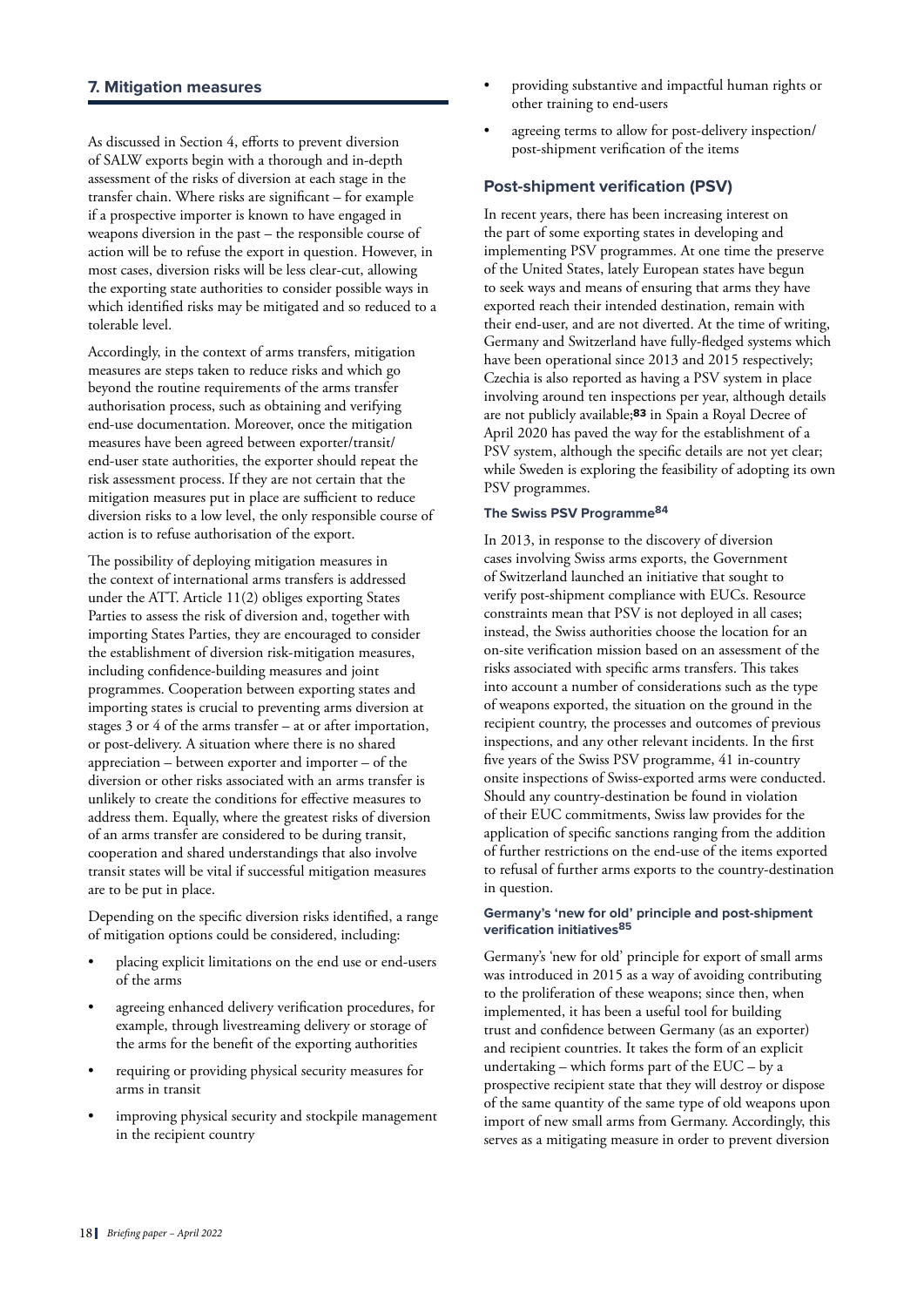## 7. Mitigation measures

As discussed in Section 4, efforts to prevent diversion of SALW exports begin with a thorough and in-depth assessment of the risks of diversion at each stage in the transfer chain. Where risks are significant – for example if a prospective importer is known to have engaged in weapons diversion in the past – the responsible course of action will be to refuse the export in question. However, in most cases, diversion risks will be less clear-cut, allowing the exporting state authorities to consider possible ways in which identified risks may be mitigated and so reduced to a tolerable level.

Accordingly, in the context of arms transfers, mitigation measures are steps taken to reduce risks and which go beyond the routine requirements of the arms transfer authorisation process, such as obtaining and verifying end-use documentation. Moreover, once the mitigation measures have been agreed between exporter/transit/end-user state authorities, the exporter should repeat the risk assessment process. If they are not certain that the mitigation measures put in place are sufficient to reduce diversion risks to a low level, the only responsible course of action is to refuse authorisation of the export.

The possibility of deploying mitigation measures in the context of international arms transfers is addressed under the ATT. Article 11(2) obliges exporting States Parties to assess the risk of diversion and, together with importing States Parties, they are encouraged to consider the establishment of diversion risk-mitigation measures, including confidence-building measures and joint programmes. Cooperation between exporting states and importing states is crucial to preventing arms diversion at stages 3 or 4 of the arms transfer – at or after importation, or post-delivery. A situation where there is no shared appreciation – between exporter and importer – of the diversion or other risks associated with an arms transfer is unlikely to create the conditions for effective measures to address them. Equally, where the greatest risks of diversion of an arms transfer are considered to be during transit, cooperation and shared understandings that also involve transit states will be vital if successful mitigation measures are to be put in place.

Depending on the specific diversion risks identified, a range of mitigation options could be considered, including:

- placing explicit limitations on the end use or end-users of the arms
- agreeing enhanced delivery verification procedures, for example, through livestreaming delivery or storage of the arms for the benefit of the exporting authorities
- requiring or providing physical security measures for arms in transit
- improving physical security and stockpile management in the recipient country
- providing substantive and impactful human rights or other training to end-users
- agreeing terms to allow for post-delivery inspection/post-shipment verification of the items

### Post-shipment verification (PSV)

In recent years, there has been increasing interest on the part of some exporting states in developing and implementing PSV programmes. At one time the preserve of the United States, lately European states have begun to seek ways and means of ensuring that arms they have exported reach their intended destination, remain with their end-user, and are not diverted. At the time of writing, Germany and Switzerland have fully-fledged systems which have been operational since 2013 and 2015 respectively; Czechia is also reported as having a PSV system in place involving around ten inspections per year, although details are not publicly available;[83] in Spain a Royal Decree of April 2020 has paved the way for the establishment of a PSV system, although the specific details are not yet clear; while Sweden is exploring the feasibility of adopting its own PSV programmes.

#### The Swiss PSV Programme[84]

In 2013, in response to the discovery of diversion cases involving Swiss arms exports, the Government of Switzerland launched an initiative that sought to verify post-shipment compliance with EUCs. Resource constraints mean that PSV is not deployed in all cases; instead, the Swiss authorities choose the location for an on-site verification mission based on an assessment of the risks associated with specific arms transfers. This takes into account a number of considerations such as the type of weapons exported, the situation on the ground in the recipient country, the processes and outcomes of previous inspections, and any other relevant incidents. In the first five years of the Swiss PSV programme, 41 in-country onsite inspections of Swiss-exported arms were conducted. Should any country-destination be found in violation of their EUC commitments, Swiss law provides for the application of specific sanctions ranging from the addition of further restrictions on the end-use of the items exported to refusal of further arms exports to the country-destination in question.

#### Germany's 'new for old' principle and post-shipment verification initiatives[85]

Germany's 'new for old' principle for export of small arms was introduced in 2015 as a way of avoiding contributing to the proliferation of these weapons; since then, when implemented, it has been a useful tool for building trust and confidence between Germany (as an exporter) and recipient countries. It takes the form of an explicit undertaking – which forms part of the EUC – by a prospective recipient state that they will destroy or dispose of the same quantity of the same type of old weapons upon import of new small arms from Germany. Accordingly, this serves as a mitigating measure in order to prevent diversion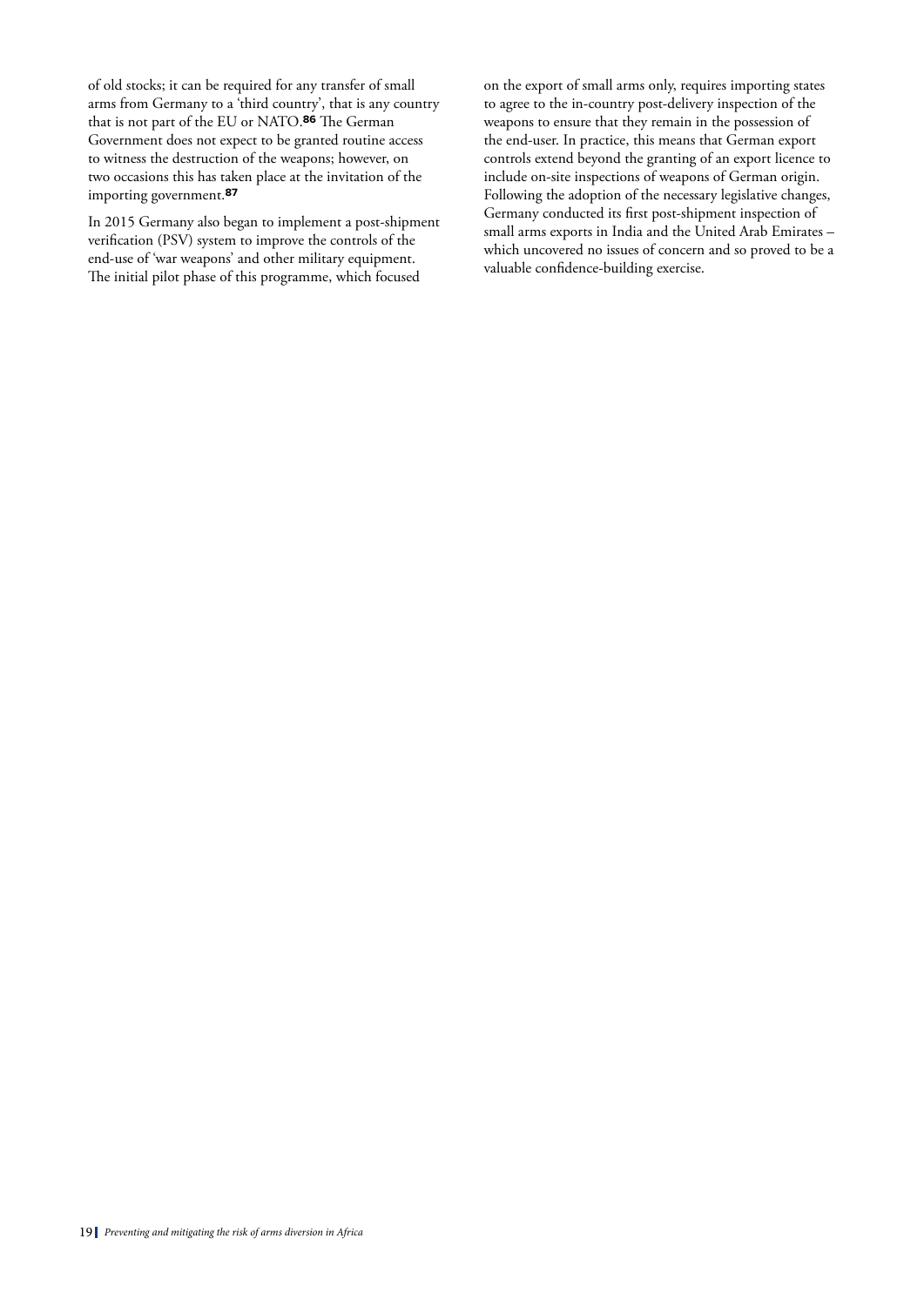of old stocks; it can be required for any transfer of small arms from Germany to a 'third country', that is any country that is not part of the EU or NATO.[86] The German Government does not expect to be granted routine access to witness the destruction of the weapons; however, on two occasions this has taken place at the invitation of the importing government.[87]

In 2015 Germany also began to implement a post-shipment verification (PSV) system to improve the controls of the end-use of 'war weapons' and other military equipment. The initial pilot phase of this programme, which focused on the export of small arms only, requires importing states to agree to the in-country post-delivery inspection of the weapons to ensure that they remain in the possession of the end-user. In practice, this means that German export controls extend beyond the granting of an export licence to include on-site inspections of weapons of German origin. Following the adoption of the necessary legislative changes, Germany conducted its first post-shipment inspection of small arms exports in India and the United Arab Emirates – which uncovered no issues of concern and so proved to be a valuable confidence-building exercise.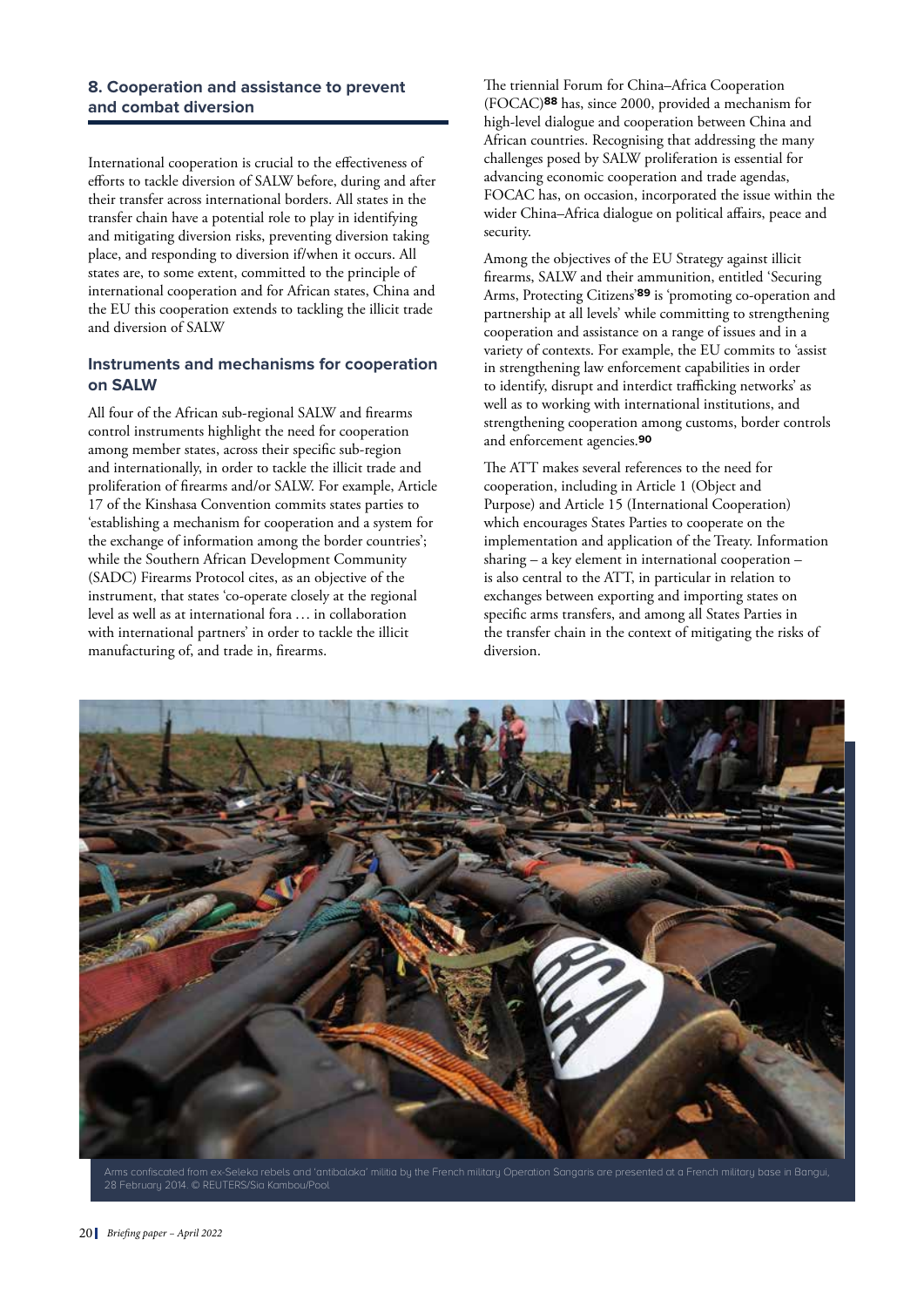## 8. Cooperation and assistance to prevent and combat diversion

International cooperation is crucial to the effectiveness of efforts to tackle diversion of SALW before, during and after their transfer across international borders. All states in the transfer chain have a potential role to play in identifying and mitigating diversion risks, preventing diversion taking place, and responding to diversion if/when it occurs. All states are, to some extent, committed to the principle of international cooperation and for African states, China and the EU this cooperation extends to tackling the illicit trade and diversion of SALW

### Instruments and mechanisms for cooperation on SALW

All four of the African sub-regional SALW and firearms control instruments highlight the need for cooperation among member states, across their specific sub-region and internationally, in order to tackle the illicit trade and proliferation of firearms and/or SALW. For example, Article 17 of the Kinshasa Convention commits states parties to 'establishing a mechanism for cooperation and a system for the exchange of information among the border countries'; while the Southern African Development Community (SADC) Firearms Protocol cites, as an objective of the instrument, that states 'co-operate closely at the regional level as well as at international fora … in collaboration with international partners' in order to tackle the illicit manufacturing of, and trade in, firearms.

The triennial Forum for China–Africa Cooperation (FOCAC)[88] has, since 2000, provided a mechanism for high-level dialogue and cooperation between China and African countries. Recognising that addressing the many challenges posed by SALW proliferation is essential for advancing economic cooperation and trade agendas, FOCAC has, on occasion, incorporated the issue within the wider China–Africa dialogue on political affairs, peace and security.

Among the objectives of the EU Strategy against illicit firearms, SALW and their ammunition, entitled 'Securing Arms, Protecting Citizens'[89] is 'promoting co-operation and partnership at all levels' while committing to strengthening cooperation and assistance on a range of issues and in a variety of contexts. For example, the EU commits to 'assist in strengthening law enforcement capabilities in order to identify, disrupt and interdict trafficking networks' as well as to working with international institutions, and strengthening cooperation among customs, border controls and enforcement agencies.[90]

The ATT makes several references to the need for cooperation, including in Article 1 (Object and Purpose) and Article 15 (International Cooperation) which encourages States Parties to cooperate on the implementation and application of the Treaty. Information sharing – a key element in international cooperation – is also central to the ATT, in particular in relation to exchanges between exporting and importing states on specific arms transfers, and among all States Parties in the transfer chain in the context of mitigating the risks of diversion.

Arms confiscated from ex-Seleka rebels and 'antibalaka' militia by the French military Operation Sangaris are presented at a French military base in Bangui, 28 February 2014. © REUTERS/Sia Kambou/Pool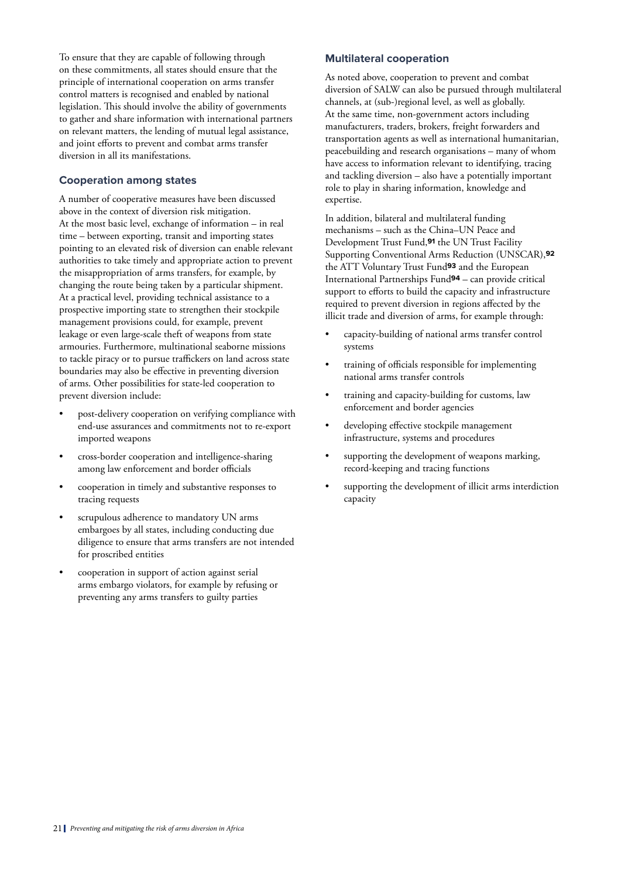To ensure that they are capable of following through on these commitments, all states should ensure that the principle of international cooperation on arms transfer control matters is recognised and enabled by national legislation. This should involve the ability of governments to gather and share information with international partners on relevant matters, the lending of mutual legal assistance, and joint efforts to prevent and combat arms transfer diversion in all its manifestations.

### Cooperation among states

A number of cooperative measures have been discussed above in the context of diversion risk mitigation. At the most basic level, exchange of information – in real time – between exporting, transit and importing states pointing to an elevated risk of diversion can enable relevant authorities to take timely and appropriate action to prevent the misappropriation of arms transfers, for example, by changing the route being taken by a particular shipment. At a practical level, providing technical assistance to a prospective importing state to strengthen their stockpile management provisions could, for example, prevent leakage or even large-scale theft of weapons from state armouries. Furthermore, multinational seaborne missions to tackle piracy or to pursue traffickers on land across state boundaries may also be effective in preventing diversion of arms. Other possibilities for state-led cooperation to prevent diversion include:

- post-delivery cooperation on verifying compliance with end-use assurances and commitments not to re-export imported weapons
- cross-border cooperation and intelligence-sharing among law enforcement and border officials
- cooperation in timely and substantive responses to tracing requests
- scrupulous adherence to mandatory UN arms embargoes by all states, including conducting due diligence to ensure that arms transfers are not intended for proscribed entities
- cooperation in support of action against serial arms embargo violators, for example by refusing or preventing any arms transfers to guilty parties

### Multilateral cooperation

As noted above, cooperation to prevent and combat diversion of SALW can also be pursued through multilateral channels, at (sub-)regional level, as well as globally. At the same time, non-government actors including manufacturers, traders, brokers, freight forwarders and transportation agents as well as international humanitarian, peacebuilding and research organisations – many of whom have access to information relevant to identifying, tracing and tackling diversion – also have a potentially important role to play in sharing information, knowledge and expertise.

In addition, bilateral and multilateral funding mechanisms – such as the China–UN Peace and Development Trust Fund,[91] the UN Trust Facility Supporting Conventional Arms Reduction (UNSCAR),[92] the ATT Voluntary Trust Fund[93] and the European International Partnerships Fund[94] – can provide critical support to efforts to build the capacity and infrastructure required to prevent diversion in regions affected by the illicit trade and diversion of arms, for example through:

- capacity-building of national arms transfer control systems
- training of officials responsible for implementing national arms transfer controls
- training and capacity-building for customs, law enforcement and border agencies
- developing effective stockpile management infrastructure, systems and procedures
- supporting the development of weapons marking, record-keeping and tracing functions
- supporting the development of illicit arms interdiction capacity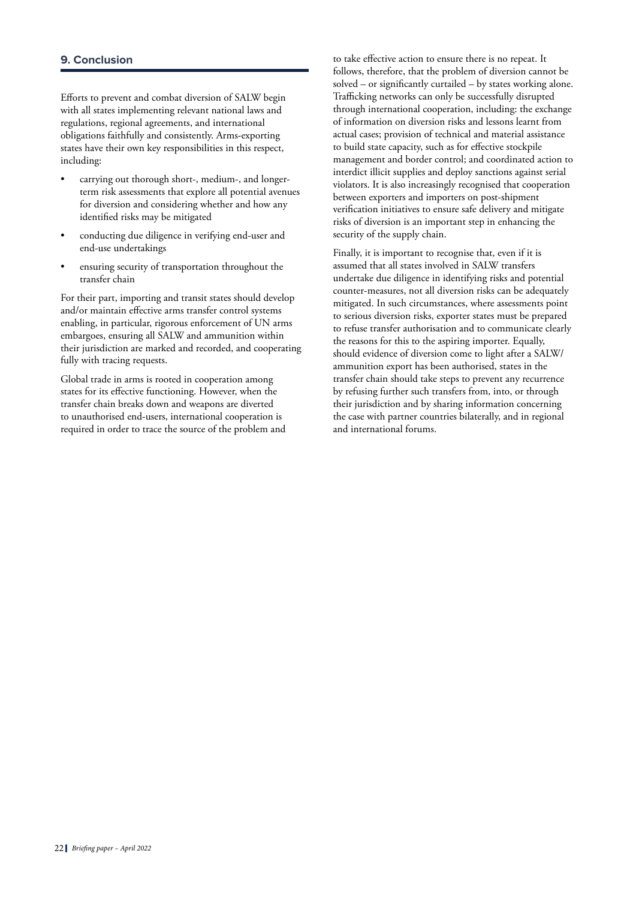## 9. Conclusion

Efforts to prevent and combat diversion of SALW begin with all states implementing relevant national laws and regulations, regional agreements, and international obligations faithfully and consistently. Arms-exporting states have their own key responsibilities in this respect, including:

- carrying out thorough short-, medium-, and longer-term risk assessments that explore all potential avenues for diversion and considering whether and how any identified risks may be mitigated
- conducting due diligence in verifying end-user and end-use undertakings
- ensuring security of transportation throughout the transfer chain

For their part, importing and transit states should develop and/or maintain effective arms transfer control systems enabling, in particular, rigorous enforcement of UN arms embargoes, ensuring all SALW and ammunition within their jurisdiction are marked and recorded, and cooperating fully with tracing requests.

Global trade in arms is rooted in cooperation among states for its effective functioning. However, when the transfer chain breaks down and weapons are diverted to unauthorised end-users, international cooperation is required in order to trace the source of the problem and to take effective action to ensure there is no repeat. It follows, therefore, that the problem of diversion cannot be solved – or significantly curtailed – by states working alone. Trafficking networks can only be successfully disrupted through international cooperation, including: the exchange of information on diversion risks and lessons learnt from actual cases; provision of technical and material assistance to build state capacity, such as for effective stockpile management and border control; and coordinated action to interdict illicit supplies and deploy sanctions against serial violators. It is also increasingly recognised that cooperation between exporters and importers on post-shipment verification initiatives to ensure safe delivery and mitigate risks of diversion is an important step in enhancing the security of the supply chain.

Finally, it is important to recognise that, even if it is assumed that all states involved in SALW transfers undertake due diligence in identifying risks and potential counter-measures, not all diversion risks can be adequately mitigated. In such circumstances, where assessments point to serious diversion risks, exporter states must be prepared to refuse transfer authorisation and to communicate clearly the reasons for this to the aspiring importer. Equally, should evidence of diversion come to light after a SALW/ammunition export has been authorised, states in the transfer chain should take steps to prevent any recurrence by refusing further such transfers from, into, or through their jurisdiction and by sharing information concerning the case with partner countries bilaterally, and in regional and international forums.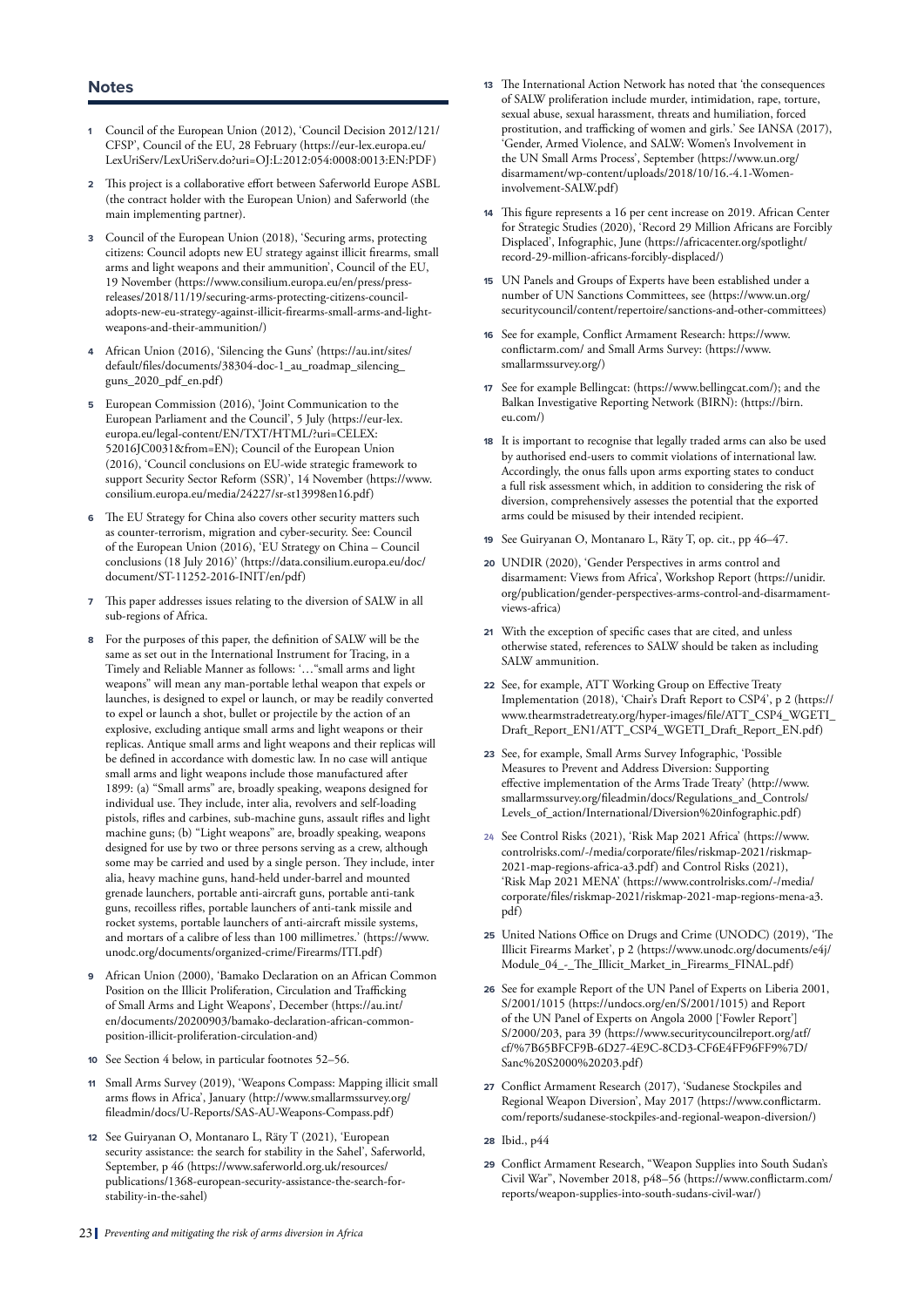## Notes

1. Council of the European Union (2012), 'Council Decision 2012/121/CFSP', Council of the EU, 28 February (https://eur-lex.europa.eu/LexUriServ/LexUriServ.do?uri=OJ:L:2012:054:0008:0013:EN:PDF)

2. This project is a collaborative effort between Saferworld Europe ASBL (the contract holder with the European Union) and Saferworld (the main implementing partner).

3. Council of the European Union (2018), 'Securing arms, protecting citizens: Council adopts new EU strategy against illicit firearms, small arms and light weapons and their ammunition', Council of the EU, 19 November (https://www.consilium.europa.eu/en/press/press-releases/2018/11/19/securing-arms-protecting-citizens-council-adopts-new-eu-strategy-against-illicit-firearms-small-arms-and-light-weapons-and-their-ammunition/)

4. African Union (2016), 'Silencing the Guns' (https://au.int/sites/default/files/documents/38304-doc-1_au_roadmap_silencing_guns_2020_pdf_en.pdf)

5. European Commission (2016), 'Joint Communication to the European Parliament and the Council', 5 July (https://eur-lex.europa.eu/legal-content/EN/TXT/HTML/?uri=CELEX:52016JC0031&from=EN); Council of the European Union (2016), 'Council conclusions on EU-wide strategic framework to support Security Sector Reform (SSR)', 14 November (https://www.consilium.europa.eu/media/24227/sr-st13998en16.pdf)

6. The EU Strategy for China also covers other security matters such as counter-terrorism, migration and cyber-security. See: Council of the European Union (2016), 'EU Strategy on China – Council conclusions (18 July 2016)' (https://data.consilium.europa.eu/doc/document/ST-11252-2016-INIT/en/pdf)

7. This paper addresses issues relating to the diversion of SALW in all sub-regions of Africa.

8. For the purposes of this paper, the definition of SALW will be the same as set out in the International Instrument for Tracing, in a Timely and Reliable Manner as follows: '…"small arms and light weapons" will mean any man-portable lethal weapon that expels or launches, is designed to expel or launch, or may be readily converted to expel or launch a shot, bullet or projectile by the action of an explosive, excluding antique small arms and light weapons or their replicas. Antique small arms and light weapons and their replicas will be defined in accordance with domestic law. In no case will antique small arms and light weapons include those manufactured after 1899: (a) "Small arms" are, broadly speaking, weapons designed for individual use. They include, inter alia, revolvers and self-loading pistols, rifles and carbines, sub-machine guns, assault rifles and light machine guns; (b) "Light weapons" are, broadly speaking, weapons designed for use by two or three persons serving as a crew, although some may be carried and used by a single person. They include, inter alia, heavy machine guns, hand-held under-barrel and mounted grenade launchers, portable anti-aircraft guns, portable anti-tank guns, recoilless rifles, portable launchers of anti-tank missile and rocket systems, portable launchers of anti-aircraft missile systems, and mortars of a calibre of less than 100 millimetres.' (https://www.unodc.org/documents/organized-crime/Firearms/ITI.pdf)

9. African Union (2000), 'Bamako Declaration on an African Common Position on the Illicit Proliferation, Circulation and Trafficking of Small Arms and Light Weapons', December (https://au.int/en/documents/20200903/bamako-declaration-african-common-position-illicit-proliferation-circulation-and)

10. See Section 4 below, in particular footnotes 52–56.

11. Small Arms Survey (2019), 'Weapons Compass: Mapping illicit small arms flows in Africa', January (http://www.smallarmssurvey.org/fileadmin/docs/U-Reports/SAS-AU-Weapons-Compass.pdf)

12. See Guiryanan O, Montanaro L, Räty T (2021), 'European security assistance: the search for stability in the Sahel', Saferworld, September, p 46 (https://www.saferworld.org.uk/resources/publications/1368-european-security-assistance-the-search-for-stability-in-the-sahel)

13. The International Action Network has noted that 'the consequences of SALW proliferation include murder, intimidation, rape, torture, sexual abuse, sexual harassment, threats and humiliation, forced prostitution, and trafficking of women and girls.' See IANSA (2017), 'Gender, Armed Violence, and SALW: Women's Involvement in the UN Small Arms Process', September (https://www.un.org/disarmament/wp-content/uploads/2018/10/16.-4.1-Women-involvement-SALW.pdf)

14. This figure represents a 16 per cent increase on 2019. African Center for Strategic Studies (2020), 'Record 29 Million Africans are Forcibly Displaced', Infographic, June (https://africacenter.org/spotlight/record-29-million-africans-forcibly-displaced/)

15. UN Panels and Groups of Experts have been established under a number of UN Sanctions Committees, see (https://www.un.org/securitycouncil/content/repertoire/sanctions-and-other-committees)

16. See for example, Conflict Armament Research: https://www.conflictarm.com/ and Small Arms Survey: (https://www.smallarmssurvey.org/)

17. See for example Bellingcat: (https://www.bellingcat.com/); and the Balkan Investigative Reporting Network (BIRN): (https://birn.eu.com/)

18. It is important to recognise that legally traded arms can also be used by authorised end-users to commit violations of international law. Accordingly, the onus falls upon arms exporting states to conduct a full risk assessment which, in addition to considering the risk of diversion, comprehensively assesses the potential that the exported arms could be misused by their intended recipient.

19. See Guiryanan O, Montanaro L, Räty T, op. cit., pp 46–47.

20. UNDIR (2020), 'Gender Perspectives in arms control and disarmament: Views from Africa', Workshop Report (https://unidir.org/publication/gender-perspectives-arms-control-and-disarmament-views-africa)

21. With the exception of specific cases that are cited, and unless otherwise stated, references to SALW should be taken as including SALW ammunition.

22. See, for example, ATT Working Group on Effective Treaty Implementation (2018), 'Chair's Draft Report to CSP4', p 2 (https://www.thearmstradetreaty.org/hyper-images/file/ATT_CSP4_WGETI_Draft_Report_EN1/ATT_CSP4_WGETI_Draft_Report_EN.pdf)

23. See, for example, Small Arms Survey Infographic, 'Possible Measures to Prevent and Address Diversion: Supporting effective implementation of the Arms Trade Treaty' (http://www.smallarmssurvey.org/fileadmin/docs/Regulations_and_Controls/Levels_of_action/International/Diversion%20infographic.pdf)

24. See Control Risks (2021), 'Risk Map 2021 Africa' (https://www.controlrisks.com/-/media/corporate/files/riskmap-2021/riskmap-2021-map-regions-africa-a3.pdf) and Control Risks (2021), 'Risk Map 2021 MENA' (https://www.controlrisks.com/-/media/corporate/files/riskmap-2021/riskmap-2021-map-regions-mena-a3.pdf)

25. United Nations Office on Drugs and Crime (UNODC) (2019), 'The Illicit Firearms Market', p 2 (https://www.unodc.org/documents/e4j/Module_04_-_The_Illicit_Market_in_Firearms_FINAL.pdf)

26. See for example Report of the UN Panel of Experts on Liberia 2001, S/2001/1015 (https://undocs.org/en/S/2001/1015) and Report of the UN Panel of Experts on Angola 2000 ['Fowler Report'] S/2000/203, para 39 (https://www.securitycouncilreport.org/atf/cf/%7B65BFCF9B-6D27-4E9C-8CD3-CF6E4FF96FF9%7D/Sanc%20S2000%20203.pdf)

27. Conflict Armament Research (2017), 'Sudanese Stockpiles and Regional Weapon Diversion', May 2017 (https://www.conflictarm.com/reports/sudanese-stockpiles-and-regional-weapon-diversion/)

28. Ibid., p44

29. Conflict Armament Research, "Weapon Supplies into South Sudan's Civil War", November 2018, p48–56 (https://www.conflictarm.com/reports/weapon-supplies-into-south-sudans-civil-war/)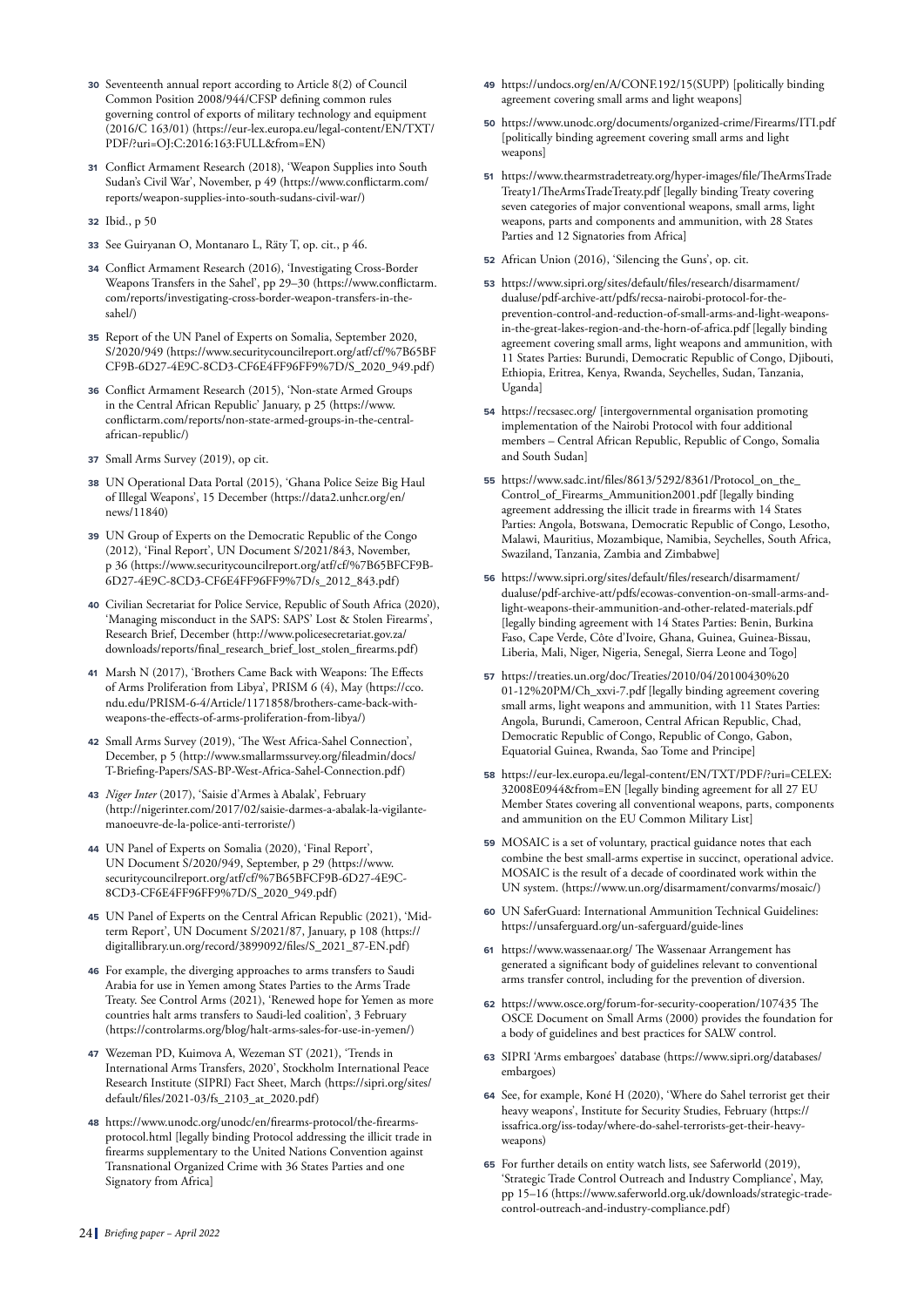30 Seventeenth annual report according to Article 8(2) of Council Common Position 2008/944/CFSP defining common rules governing control of exports of military technology and equipment (2016/C 163/01) (https://eur-lex.europa.eu/legal-content/EN/TXT/PDF/?uri=OJ:C:2016:163:FULL&from=EN)

31 Conflict Armament Research (2018), 'Weapon Supplies into South Sudan's Civil War', November, p 49 (https://www.conflictarm.com/reports/weapon-supplies-into-south-sudans-civil-war/)

32 Ibid., p 50

33 See Guiryanan O, Montanaro L, Räty T, op. cit., p 46.

34 Conflict Armament Research (2016), 'Investigating Cross-Border Weapons Transfers in the Sahel', pp 29–30 (https://www.conflictarm.com/reports/investigating-cross-border-weapon-transfers-in-the-sahel/)

35 Report of the UN Panel of Experts on Somalia, September 2020, S/2020/949 (https://www.securitycouncilreport.org/atf/cf/%7B65BFCF9B-6D27-4E9C-8CD3-CF6E4FF96FF9%7D/S_2020_949.pdf)

36 Conflict Armament Research (2015), 'Non-state Armed Groups in the Central African Republic' January, p 25 (https://www.conflictarm.com/reports/non-state-armed-groups-in-the-central-african-republic/)

37 Small Arms Survey (2019), op cit.

38 UN Operational Data Portal (2015), 'Ghana Police Seize Big Haul of Illegal Weapons', 15 December (https://data2.unhcr.org/en/news/11840)

39 UN Group of Experts on the Democratic Republic of the Congo (2012), 'Final Report', UN Document S/2021/843, November, p 36 (https://www.securitycouncilreport.org/atf/cf/%7B65BFCF9B-6D27-4E9C-8CD3-CF6E4FF96FF9%7D/s_2012_843.pdf)

40 Civilian Secretariat for Police Service, Republic of South Africa (2020), 'Managing misconduct in the SAPS: SAPS' Lost & Stolen Firearms', Research Brief, December (http://www.policesecretariat.gov.za/downloads/reports/final_research_brief_lost_stolen_firearms.pdf)

41 Marsh N (2017), 'Brothers Came Back with Weapons: The Effects of Arms Proliferation from Libya', PRISM 6 (4), May (https://cco.ndu.edu/PRISM-6-4/Article/1171858/brothers-came-back-with-weapons-the-effects-of-arms-proliferation-from-libya/)

42 Small Arms Survey (2019), 'The West Africa-Sahel Connection', December, p 5 (http://www.smallarmssurvey.org/fileadmin/docs/T-Briefing-Papers/SAS-BP-West-Africa-Sahel-Connection.pdf)

43 *Niger Inter* (2017), 'Saisie d'Armes à Abalak', February (http://nigerinter.com/2017/02/saisie-darmes-a-abalak-la-vigilante-manoeuvre-de-la-police-anti-terroriste/)

44 UN Panel of Experts on Somalia (2020), 'Final Report', UN Document S/2020/949, September, p 29 (https://www.securitycouncilreport.org/atf/cf/%7B65BFCF9B-6D27-4E9C-8CD3-CF6E4FF96FF9%7D/S_2020_949.pdf)

45 UN Panel of Experts on the Central African Republic (2021), 'Mid-term Report', UN Document S/2021/87, January, p 108 (https://digitallibrary.un.org/record/3899092/files/S_2021_87-EN.pdf)

46 For example, the diverging approaches to arms transfers to Saudi Arabia for use in Yemen among States Parties to the Arms Trade Treaty. See Control Arms (2021), 'Renewed hope for Yemen as more countries halt arms transfers to Saudi-led coalition', 3 February (https://controlarms.org/blog/halt-arms-sales-for-use-in-yemen/)

47 Wezeman PD, Kuimova A, Wezeman ST (2021), 'Trends in International Arms Transfers, 2020', Stockholm International Peace Research Institute (SIPRI) Fact Sheet, March (https://sipri.org/sites/default/files/2021-03/fs_2103_at_2020.pdf)

48 https://www.unodc.org/unodc/en/firearms-protocol/the-firearms-protocol.html [legally binding Protocol addressing the illicit trade in firearms supplementary to the United Nations Convention against Transnational Organized Crime with 36 States Parties and one Signatory from Africa]

49 https://undocs.org/en/A/CONF.192/15(SUPP) [politically binding agreement covering small arms and light weapons]

50 https://www.unodc.org/documents/organized-crime/Firearms/ITI.pdf [politically binding agreement covering small arms and light weapons]

51 https://www.thearmstradetreaty.org/hyper-images/file/TheArmsTradeTreaty1/TheArmsTradeTreaty.pdf [legally binding Treaty covering seven categories of major conventional weapons, small arms, light weapons, parts and components and ammunition, with 28 States Parties and 12 Signatories from Africa]

52 African Union (2016), 'Silencing the Guns', op. cit.

53 https://www.sipri.org/sites/default/files/research/disarmament/dualuse/pdf-archive-att/pdfs/recsa-nairobi-protocol-for-the-prevention-control-and-reduction-of-small-arms-and-light-weapons-in-the-great-lakes-region-and-the-horn-of-africa.pdf [legally binding agreement covering small arms, light weapons and ammunition, with 11 States Parties: Burundi, Democratic Republic of Congo, Djibouti, Ethiopia, Eritrea, Kenya, Rwanda, Seychelles, Sudan, Tanzania, Uganda]

54 https://recsasec.org/ [intergovernmental organisation promoting implementation of the Nairobi Protocol with four additional members – Central African Republic, Republic of Congo, Somalia and South Sudan]

55 https://www.sadc.int/files/8613/5292/8361/Protocol_on_the_Control_of_Firearms_Ammunition2001.pdf [legally binding agreement addressing the illicit trade in firearms with 14 States Parties: Angola, Botswana, Democratic Republic of Congo, Lesotho, Malawi, Mauritius, Mozambique, Namibia, Seychelles, South Africa, Swaziland, Tanzania, Zambia and Zimbabwe]

56 https://www.sipri.org/sites/default/files/research/disarmament/dualuse/pdf-archive-att/pdfs/ecowas-convention-on-small-arms-and-light-weapons-their-ammunition-and-other-related-materials.pdf [legally binding agreement with 14 States Parties: Benin, Burkina Faso, Cape Verde, Côte d'Ivoire, Ghana, Guinea, Guinea-Bissau, Liberia, Mali, Niger, Nigeria, Senegal, Sierra Leone and Togo]

57 https://treaties.un.org/doc/Treaties/2010/04/20100430%2001-12%20PM/Ch_xxvi-7.pdf [legally binding agreement covering small arms, light weapons and ammunition, with 11 States Parties: Angola, Burundi, Cameroon, Central African Republic, Chad, Democratic Republic of Congo, Republic of Congo, Gabon, Equatorial Guinea, Rwanda, Sao Tome and Principe]

58 https://eur-lex.europa.eu/legal-content/EN/TXT/PDF/?uri=CELEX:32008E0944&from=EN [legally binding agreement for all 27 EU Member States covering all conventional weapons, parts, components and ammunition on the EU Common Military List]

59 MOSAIC is a set of voluntary, practical guidance notes that each combine the best small-arms expertise in succinct, operational advice. MOSAIC is the result of a decade of coordinated work within the UN system. (https://www.un.org/disarmament/convarms/mosaic/)

60 UN SaferGuard: International Ammunition Technical Guidelines: https://unsaferguard.org/un-saferguard/guide-lines

61 https://www.wassenaar.org/ The Wassenaar Arrangement has generated a significant body of guidelines relevant to conventional arms transfer control, including for the prevention of diversion.

62 https://www.osce.org/forum-for-security-cooperation/107435 The OSCE Document on Small Arms (2000) provides the foundation for a body of guidelines and best practices for SALW control.

63 SIPRI 'Arms embargoes' database (https://www.sipri.org/databases/embargoes)

64 See, for example, Koné H (2020), 'Where do Sahel terrorist get their heavy weapons', Institute for Security Studies, February (https://issafrica.org/iss-today/where-do-sahel-terrorists-get-their-heavy-weapons)

65 For further details on entity watch lists, see Saferworld (2019), 'Strategic Trade Control Outreach and Industry Compliance', May, pp 15–16 (https://www.saferworld.org.uk/downloads/strategic-trade-control-outreach-and-industry-compliance.pdf)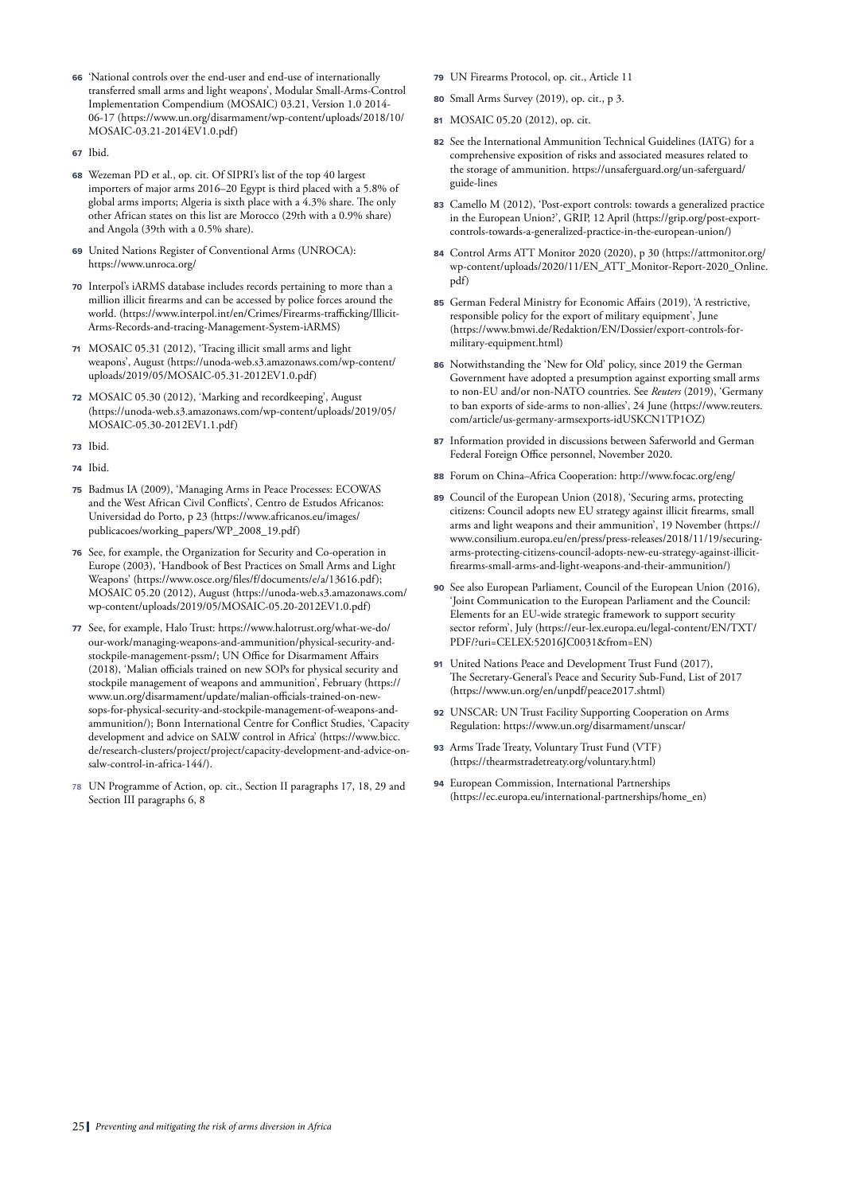66 'National controls over the end-user and end-use of internationally transferred small arms and light weapons', Modular Small-Arms-Control Implementation Compendium (MOSAIC) 03.21, Version 1.0 2014-06-17 (https://www.un.org/disarmament/wp-content/uploads/2018/10/MOSAIC-03.21-2014EV1.0.pdf)

67 Ibid.

68 Wezeman PD et al., op. cit. Of SIPRI's list of the top 40 largest importers of major arms 2016–20 Egypt is third placed with a 5.8% of global arms imports; Algeria is sixth place with a 4.3% share. The only other African states on this list are Morocco (29th with a 0.9% share) and Angola (39th with a 0.5% share).

69 United Nations Register of Conventional Arms (UNROCA): https://www.unroca.org/

70 Interpol's iARMS database includes records pertaining to more than a million illicit firearms and can be accessed by police forces around the world. (https://www.interpol.int/en/Crimes/Firearms-trafficking/Illicit-Arms-Records-and-tracing-Management-System-iARMS)

71 MOSAIC 05.31 (2012), 'Tracing illicit small arms and light weapons', August (https://unoda-web.s3.amazonaws.com/wp-content/uploads/2019/05/MOSAIC-05.31-2012EV1.0.pdf)

72 MOSAIC 05.30 (2012), 'Marking and recordkeeping', August (https://unoda-web.s3.amazonaws.com/wp-content/uploads/2019/05/MOSAIC-05.30-2012EV1.1.pdf)

73 Ibid.

74 Ibid.

75 Badmus IA (2009), 'Managing Arms in Peace Processes: ECOWAS and the West African Civil Conflicts', Centro de Estudos Africanos: Universidad do Porto, p 23 (https://www.africanos.eu/images/publicacoes/working_papers/WP_2008_19.pdf)

76 See, for example, the Organization for Security and Co-operation in Europe (2003), 'Handbook of Best Practices on Small Arms and Light Weapons' (https://www.osce.org/files/f/documents/e/a/13616.pdf); MOSAIC 05.20 (2012), August (https://unoda-web.s3.amazonaws.com/wp-content/uploads/2019/05/MOSAIC-05.20-2012EV1.0.pdf)

77 See, for example, Halo Trust: https://www.halotrust.org/what-we-do/our-work/managing-weapons-and-ammunition/physical-security-and-stockpile-management-pssm/; UN Office for Disarmament Affairs (2018), 'Malian officials trained on new SOPs for physical security and stockpile management of weapons and ammunition', February (https://www.un.org/disarmament/update/malian-officials-trained-on-new-sops-for-physical-security-and-stockpile-management-of-weapons-and-ammunition/); Bonn International Centre for Conflict Studies, 'Capacity development and advice on SALW control in Africa' (https://www.bicc.de/research-clusters/project/project/capacity-development-and-advice-on-salw-control-in-africa-144/).

78 UN Programme of Action, op. cit., Section II paragraphs 17, 18, 29 and Section III paragraphs 6, 8

79 UN Firearms Protocol, op. cit., Article 11

80 Small Arms Survey (2019), op. cit., p 3.

81 MOSAIC 05.20 (2012), op. cit.

82 See the International Ammunition Technical Guidelines (IATG) for a comprehensive exposition of risks and associated measures related to the storage of ammunition. https://unsaferguard.org/un-saferguard/guide-lines

83 Camello M (2012), 'Post-export controls: towards a generalized practice in the European Union?', GRIP, 12 April (https://grip.org/post-export-controls-towards-a-generalized-practice-in-the-european-union/)

84 Control Arms ATT Monitor 2020 (2020), p 30 (https://attmonitor.org/wp-content/uploads/2020/11/EN_ATT_Monitor-Report-2020_Online.pdf)

85 German Federal Ministry for Economic Affairs (2019), 'A restrictive, responsible policy for the export of military equipment', June (https://www.bmwi.de/Redaktion/EN/Dossier/export-controls-for-military-equipment.html)

86 Notwithstanding the 'New for Old' policy, since 2019 the German Government have adopted a presumption against exporting small arms to non-EU and/or non-NATO countries. See *Reuters* (2019), 'Germany to ban exports of side-arms to non-allies', 24 June (https://www.reuters.com/article/us-germany-armsexports-idUSKCN1TP1OZ)

87 Information provided in discussions between Saferworld and German Federal Foreign Office personnel, November 2020.

88 Forum on China–Africa Cooperation: http://www.focac.org/eng/

89 Council of the European Union (2018), 'Securing arms, protecting citizens: Council adopts new EU strategy against illicit firearms, small arms and light weapons and their ammunition', 19 November (https://www.consilium.europa.eu/en/press/press-releases/2018/11/19/securing-arms-protecting-citizens-council-adopts-new-eu-strategy-against-illicit-firearms-small-arms-and-light-weapons-and-their-ammunition/)

90 See also European Parliament, Council of the European Union (2016), 'Joint Communication to the European Parliament and the Council: Elements for an EU-wide strategic framework to support security sector reform', July (https://eur-lex.europa.eu/legal-content/EN/TXT/PDF/?uri=CELEX:52016JC0031&from=EN)

91 United Nations Peace and Development Trust Fund (2017), The Secretary-General's Peace and Security Sub-Fund, List of 2017 (https://www.un.org/en/unpdf/peace2017.shtml)

92 UNSCAR: UN Trust Facility Supporting Cooperation on Arms Regulation: https://www.un.org/disarmament/unscar/

93 Arms Trade Treaty, Voluntary Trust Fund (VTF) (https://thearmstradetreaty.org/voluntary.html)

94 European Commission, International Partnerships (https://ec.europa.eu/international-partnerships/home_en)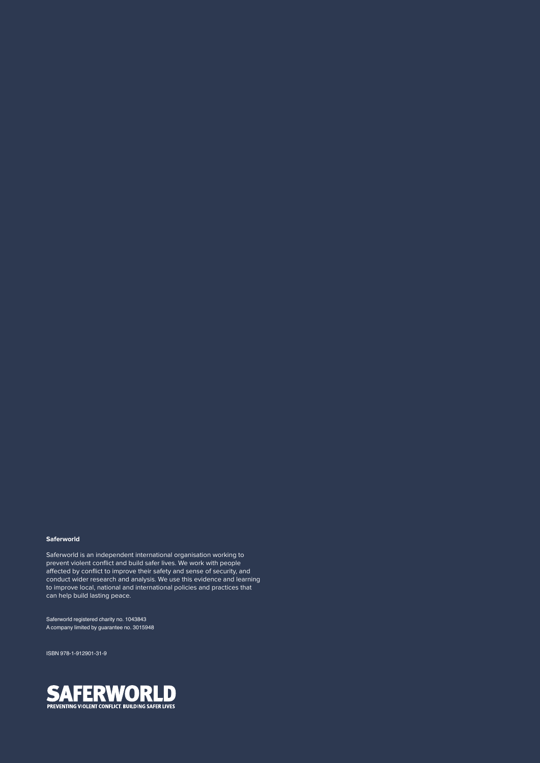**Saferworld**

Saferworld is an independent international organisation working to prevent violent conflict and build safer lives. We work with people affected by conflict to improve their safety and sense of security, and conduct wider research and analysis. We use this evidence and learning to improve local, national and international policies and practices that can help build lasting peace.

Saferworld registered charity no. 1043843
A company limited by guarantee no. 3015948

ISBN 978-1-912901-31-9

SAFERWORLD
PREVENTING VIOLENT CONFLICT. BUILDING SAFER LIVES